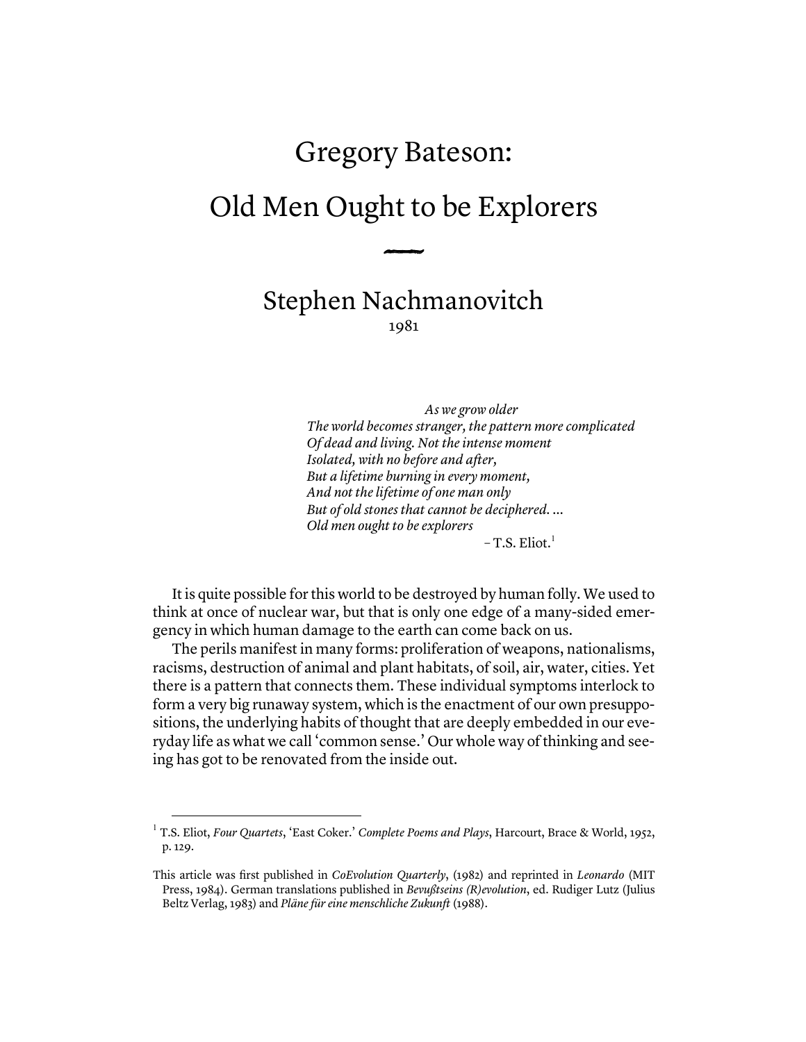# Gregory Bateson:

# Old Men Ought to be Explorers

## Stephen Nachmanovitch

1981

> *As we grow older*
> *The world becomes stranger, the pattern more complicated*
> *Of dead and living. Not the intense moment*
> *Isolated, with no before and after,*
> *But a lifetime burning in every moment,*
> *And not the lifetime of one man only*
> *But of old stones that cannot be deciphered. ...*
> *Old men ought to be explorers*
>
> – T.S. Eliot.[1]

It is quite possible for this world to be destroyed by human folly. We used to think at once of nuclear war, but that is only one edge of a many-sided emergency in which human damage to the earth can come back on us.

The perils manifest in many forms: proliferation of weapons, nationalisms, racisms, destruction of animal and plant habitats, of soil, air, water, cities. Yet there is a pattern that connects them. These individual symptoms interlock to form a very big runaway system, which is the enactment of our own presuppositions, the underlying habits of thought that are deeply embedded in our everyday life as what we call 'common sense.' Our whole way of thinking and seeing has got to be renovated from the inside out.

---

[1] T.S. Eliot, *Four Quartets*, 'East Coker.' *Complete Poems and Plays*, Harcourt, Brace & World, 1952, p. 129.

This article was first published in *CoEvolution Quarterly*, (1982) and reprinted in *Leonardo* (MIT Press, 1984). German translations published in *Bevußtseins (R)evolution*, ed. Rudiger Lutz (Julius Beltz Verlag, 1983) and *Pläne für eine menschliche Zukunft* (1988).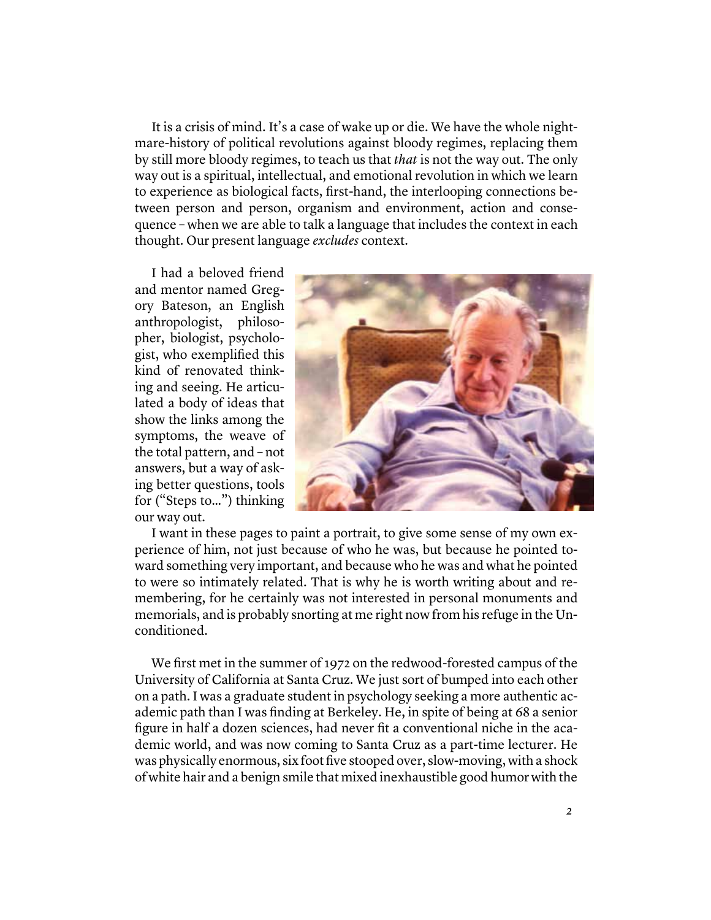It is a crisis of mind. It's a case of wake up or die. We have the whole nightmare-history of political revolutions against bloody regimes, replacing them by still more bloody regimes, to teach us that *that* is not the way out. The only way out is a spiritual, intellectual, and emotional revolution in which we learn to experience as biological facts, first-hand, the interlooping connections between person and person, organism and environment, action and consequence – when we are able to talk a language that includes the context in each thought. Our present language *excludes* context.

I had a beloved friend and mentor named Gregory Bateson, an English anthropologist, philosopher, biologist, psychologist, who exemplified this kind of renovated thinking and seeing. He articulated a body of ideas that show the links among the symptoms, the weave of the total pattern, and – not answers, but a way of asking better questions, tools for ("Steps to...") thinking our way out.

I want in these pages to paint a portrait, to give some sense of my own experience of him, not just because of who he was, but because he pointed toward something very important, and because who he was and what he pointed to were so intimately related. That is why he is worth writing about and remembering, for he certainly was not interested in personal monuments and memorials, and is probably snorting at me right now from his refuge in the Unconditioned.

We first met in the summer of 1972 on the redwood-forested campus of the University of California at Santa Cruz. We just sort of bumped into each other on a path. I was a graduate student in psychology seeking a more authentic academic path than I was finding at Berkeley. He, in spite of being at 68 a senior figure in half a dozen sciences, had never fit a conventional niche in the academic world, and was now coming to Santa Cruz as a part-time lecturer. He was physically enormous, six foot five stooped over, slow-moving, with a shock of white hair and a benign smile that mixed inexhaustible good humor with the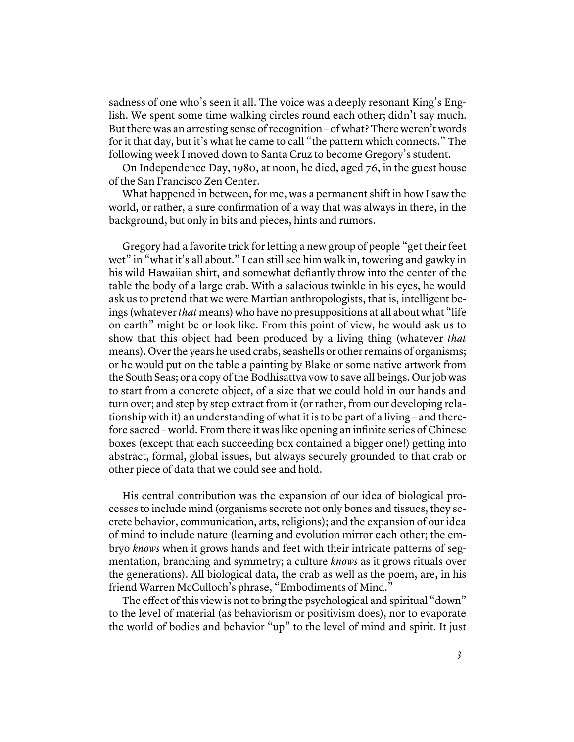sadness of one who's seen it all. The voice was a deeply resonant King's English. We spent some time walking circles round each other; didn't say much. But there was an arresting sense of recognition – of what? There weren't words for it that day, but it's what he came to call "the pattern which connects." The following week I moved down to Santa Cruz to become Gregory's student.

On Independence Day, 1980, at noon, he died, aged 76, in the guest house of the San Francisco Zen Center.

What happened in between, for me, was a permanent shift in how I saw the world, or rather, a sure confirmation of a way that was always in there, in the background, but only in bits and pieces, hints and rumors.

Gregory had a favorite trick for letting a new group of people "get their feet wet" in "what it's all about." I can still see him walk in, towering and gawky in his wild Hawaiian shirt, and somewhat defiantly throw into the center of the table the body of a large crab. With a salacious twinkle in his eyes, he would ask us to pretend that we were Martian anthropologists, that is, intelligent beings (whatever *that* means) who have no presuppositions at all about what "life on earth" might be or look like. From this point of view, he would ask us to show that this object had been produced by a living thing (whatever *that* means). Over the years he used crabs, seashells or other remains of organisms; or he would put on the table a painting by Blake or some native artwork from the South Seas; or a copy of the Bodhisattva vow to save all beings. Our job was to start from a concrete object, of a size that we could hold in our hands and turn over; and step by step extract from it (or rather, from our developing relationship with it) an understanding of what it is to be part of a living – and therefore sacred – world. From there it was like opening an infinite series of Chinese boxes (except that each succeeding box contained a bigger one!) getting into abstract, formal, global issues, but always securely grounded to that crab or other piece of data that we could see and hold.

His central contribution was the expansion of our idea of biological processes to include mind (organisms secrete not only bones and tissues, they secrete behavior, communication, arts, religions); and the expansion of our idea of mind to include nature (learning and evolution mirror each other; the embryo *knows* when it grows hands and feet with their intricate patterns of segmentation, branching and symmetry; a culture *knows* as it grows rituals over the generations). All biological data, the crab as well as the poem, are, in his friend Warren McCulloch's phrase, "Embodiments of Mind."

The effect of this view is not to bring the psychological and spiritual "down" to the level of material (as behaviorism or positivism does), nor to evaporate the world of bodies and behavior "up" to the level of mind and spirit. It just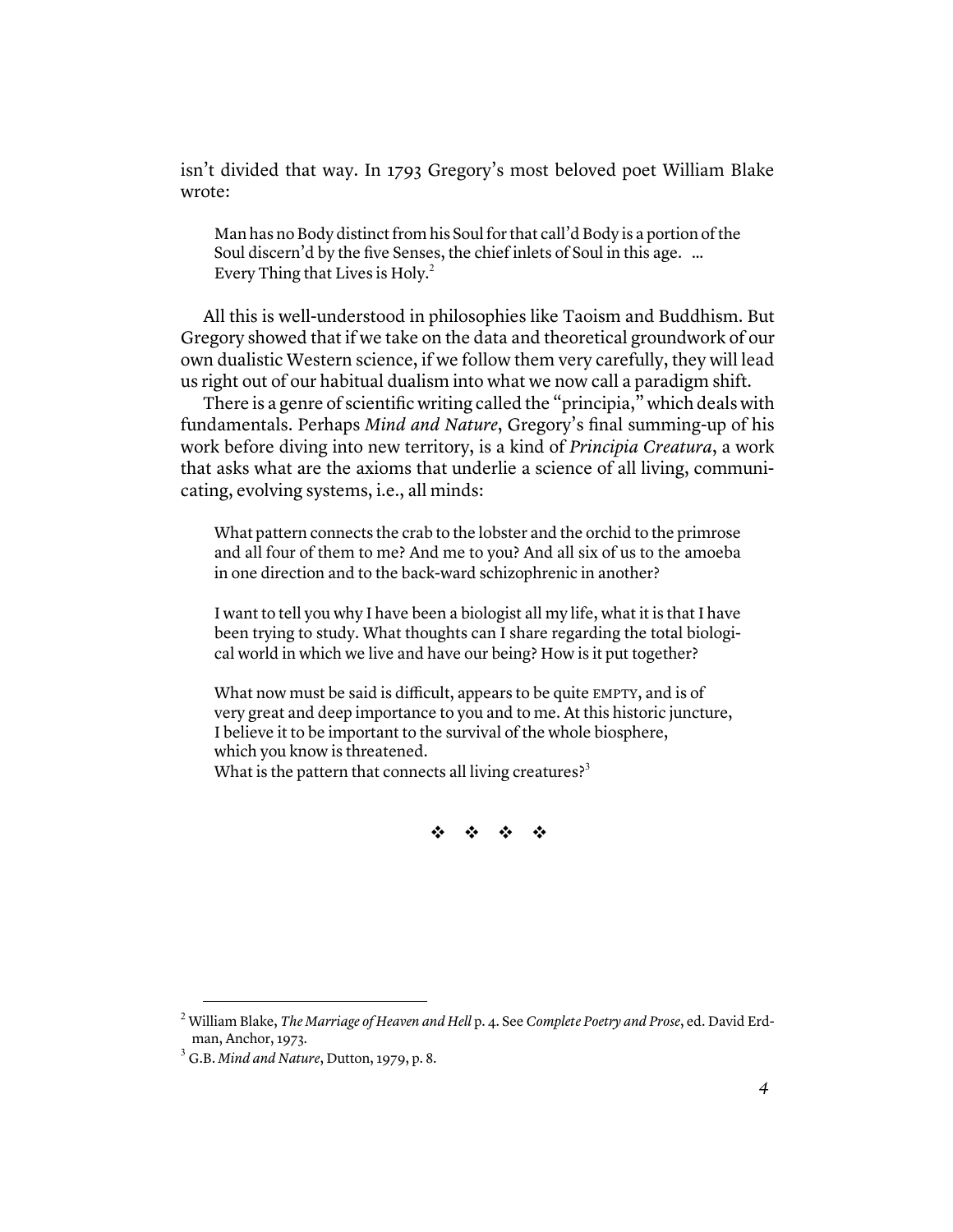isn't divided that way. In 1793 Gregory's most beloved poet William Blake wrote:

> Man has no Body distinct from his Soul for that call'd Body is a portion of the Soul discern'd by the five Senses, the chief inlets of Soul in this age. ...
> Every Thing that Lives is Holy.[2]

All this is well-understood in philosophies like Taoism and Buddhism. But Gregory showed that if we take on the data and theoretical groundwork of our own dualistic Western science, if we follow them very carefully, they will lead us right out of our habitual dualism into what we now call a paradigm shift.

There is a genre of scientific writing called the "principia," which deals with fundamentals. Perhaps *Mind and Nature*, Gregory's final summing-up of his work before diving into new territory, is a kind of *Principia Creatura*, a work that asks what are the axioms that underlie a science of all living, communicating, evolving systems, i.e., all minds:

> What pattern connects the crab to the lobster and the orchid to the primrose and all four of them to me? And me to you? And all six of us to the amoeba in one direction and to the back-ward schizophrenic in another?
>
> I want to tell you why I have been a biologist all my life, what it is that I have been trying to study. What thoughts can I share regarding the total biological world in which we live and have our being? How is it put together?
>
> What now must be said is difficult, appears to be quite EMPTY, and is of very great and deep importance to you and to me. At this historic juncture, I believe it to be important to the survival of the whole biosphere, which you know is threatened.
> What is the pattern that connects all living creatures?[3]

❖ ❖ ❖ ❖

---

[2] William Blake, *The Marriage of Heaven and Hell* p. 4. See *Complete Poetry and Prose*, ed. David Erdman, Anchor, 1973.

[3] G.B. *Mind and Nature*, Dutton, 1979, p. 8.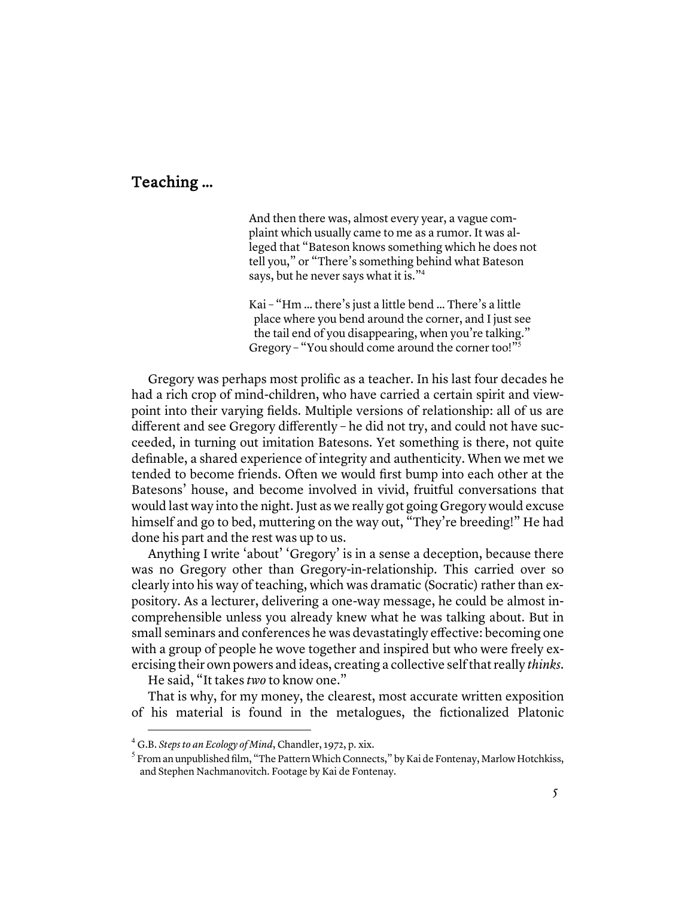## Teaching …

> And then there was, almost every year, a vague complaint which usually came to me as a rumor. It was alleged that "Bateson knows something which he does not tell you," or "There's something behind what Bateson says, but he never says what it is."[4]

> Kai – "Hm … there's just a little bend … There's a little place where you bend around the corner, and I just see the tail end of you disappearing, when you're talking."
> Gregory – "You should come around the corner too!"[5]

Gregory was perhaps most prolific as a teacher. In his last four decades he had a rich crop of mind-children, who have carried a certain spirit and viewpoint into their varying fields. Multiple versions of relationship: all of us are different and see Gregory differently – he did not try, and could not have succeeded, in turning out imitation Batesons. Yet something is there, not quite definable, a shared experience of integrity and authenticity. When we met we tended to become friends. Often we would first bump into each other at the Batesons' house, and become involved in vivid, fruitful conversations that would last way into the night. Just as we really got going Gregory would excuse himself and go to bed, muttering on the way out, "They're breeding!" He had done his part and the rest was up to us.

Anything I write 'about' 'Gregory' is in a sense a deception, because there was no Gregory other than Gregory-in-relationship. This carried over so clearly into his way of teaching, which was dramatic (Socratic) rather than expository. As a lecturer, delivering a one-way message, he could be almost incomprehensible unless you already knew what he was talking about. But in small seminars and conferences he was devastatingly effective: becoming one with a group of people he wove together and inspired but who were freely exercising their own powers and ideas, creating a collective self that really *thinks*.

He said, "It takes *two* to know one."

That is why, for my money, the clearest, most accurate written exposition of his material is found in the metalogues, the fictionalized Platonic

---

[4] G.B. *Steps to an Ecology of Mind*, Chandler, 1972, p. xix.

[5] From an unpublished film, "The Pattern Which Connects," by Kai de Fontenay, Marlow Hotchkiss, and Stephen Nachmanovitch. Footage by Kai de Fontenay.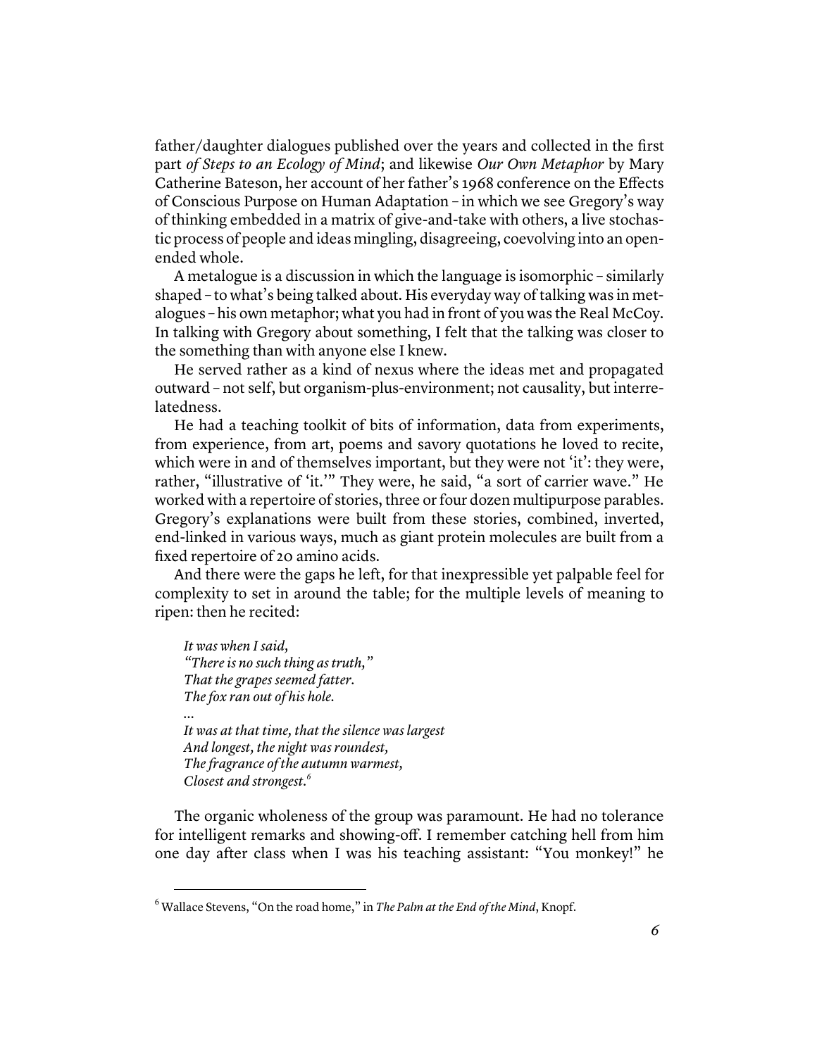father/daughter dialogues published over the years and collected in the first part *of Steps to an Ecology of Mind*; and likewise *Our Own Metaphor* by Mary Catherine Bateson, her account of her father's 1968 conference on the Effects of Conscious Purpose on Human Adaptation – in which we see Gregory's way of thinking embedded in a matrix of give-and-take with others, a live stochastic process of people and ideas mingling, disagreeing, coevolving into an open-ended whole.

A metalogue is a discussion in which the language is isomorphic – similarly shaped – to what's being talked about. His everyday way of talking was in metalogues – his own metaphor; what you had in front of you was the Real McCoy. In talking with Gregory about something, I felt that the talking was closer to the something than with anyone else I knew.

He served rather as a kind of nexus where the ideas met and propagated outward – not self, but organism-plus-environment; not causality, but interrelatedness.

He had a teaching toolkit of bits of information, data from experiments, from experience, from art, poems and savory quotations he loved to recite, which were in and of themselves important, but they were not 'it': they were, rather, "illustrative of 'it.'" They were, he said, "a sort of carrier wave." He worked with a repertoire of stories, three or four dozen multipurpose parables. Gregory's explanations were built from these stories, combined, inverted, end-linked in various ways, much as giant protein molecules are built from a fixed repertoire of 20 amino acids.

And there were the gaps he left, for that inexpressible yet palpable feel for complexity to set in around the table; for the multiple levels of meaning to ripen: then he recited:

> *It was when I said,*
> *"There is no such thing as truth,"*
> *That the grapes seemed fatter.*
> *The fox ran out of his hole.*
> ...
> *It was at that time, that the silence was largest*
> *And longest, the night was roundest,*
> *The fragrance of the autumn warmest,*
> *Closest and strongest.*[6]

The organic wholeness of the group was paramount. He had no tolerance for intelligent remarks and showing-off. I remember catching hell from him one day after class when I was his teaching assistant: "You monkey!" he

[6] Wallace Stevens, "On the road home," in *The Palm at the End of the Mind*, Knopf.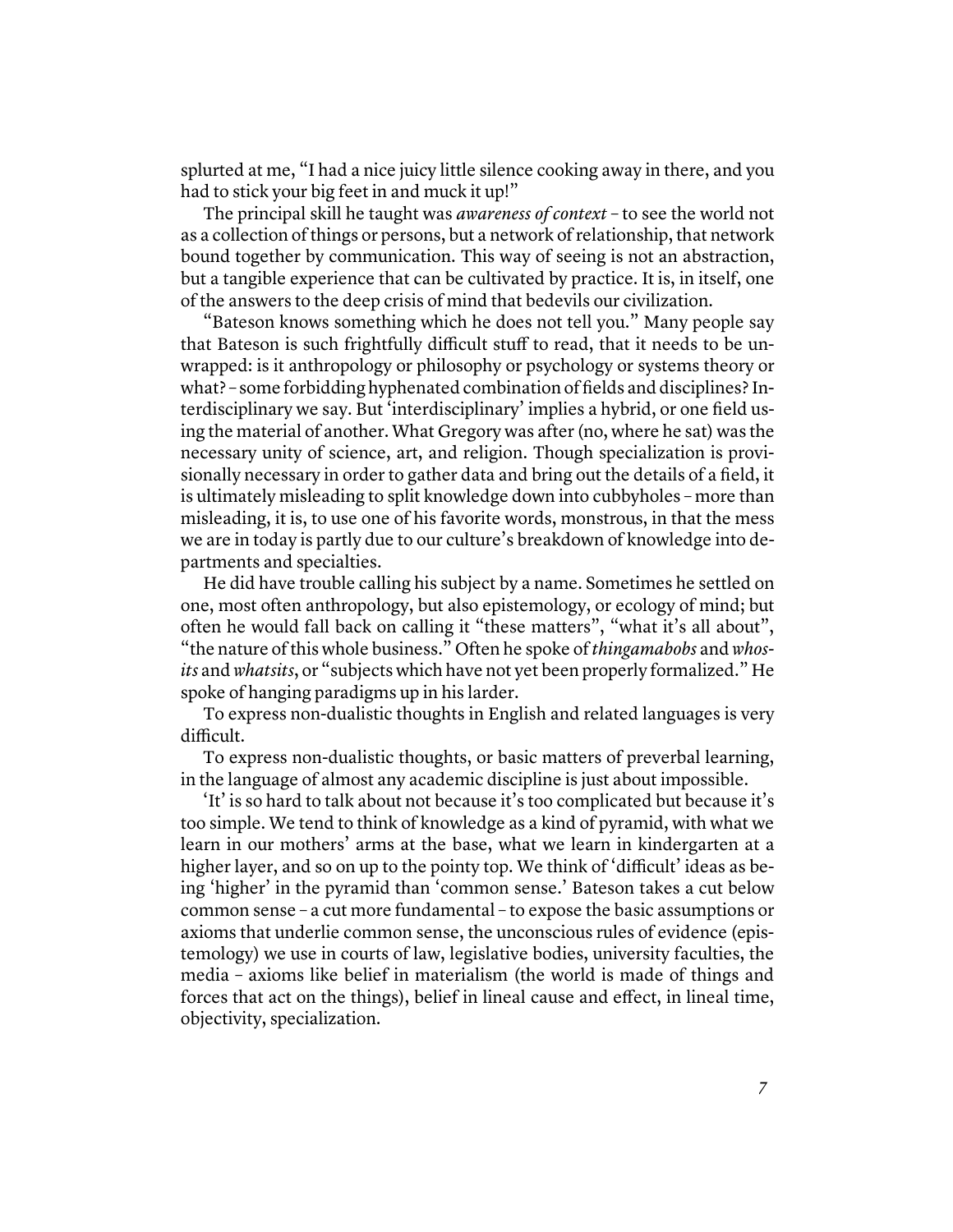splurted at me, "I had a nice juicy little silence cooking away in there, and you had to stick your big feet in and muck it up!"

The principal skill he taught was *awareness of context* – to see the world not as a collection of things or persons, but a network of relationship, that network bound together by communication. This way of seeing is not an abstraction, but a tangible experience that can be cultivated by practice. It is, in itself, one of the answers to the deep crisis of mind that bedevils our civilization.

"Bateson knows something which he does not tell you." Many people say that Bateson is such frightfully difficult stuff to read, that it needs to be unwrapped: is it anthropology or philosophy or psychology or systems theory or what? – some forbidding hyphenated combination of fields and disciplines? Interdisciplinary we say. But 'interdisciplinary' implies a hybrid, or one field using the material of another. What Gregory was after (no, where he sat) was the necessary unity of science, art, and religion. Though specialization is provisionally necessary in order to gather data and bring out the details of a field, it is ultimately misleading to split knowledge down into cubbyholes – more than misleading, it is, to use one of his favorite words, monstrous, in that the mess we are in today is partly due to our culture's breakdown of knowledge into departments and specialties.

He did have trouble calling his subject by a name. Sometimes he settled on one, most often anthropology, but also epistemology, or ecology of mind; but often he would fall back on calling it "these matters", "what it's all about", "the nature of this whole business." Often he spoke of *thingamabobs* and *whosits* and *whatsits*, or "subjects which have not yet been properly formalized." He spoke of hanging paradigms up in his larder.

To express non-dualistic thoughts in English and related languages is very difficult.

To express non-dualistic thoughts, or basic matters of preverbal learning, in the language of almost any academic discipline is just about impossible.

'It' is so hard to talk about not because it's too complicated but because it's too simple. We tend to think of knowledge as a kind of pyramid, with what we learn in our mothers' arms at the base, what we learn in kindergarten at a higher layer, and so on up to the pointy top. We think of 'difficult' ideas as being 'higher' in the pyramid than 'common sense.' Bateson takes a cut below common sense – a cut more fundamental – to expose the basic assumptions or axioms that underlie common sense, the unconscious rules of evidence (epistemology) we use in courts of law, legislative bodies, university faculties, the media – axioms like belief in materialism (the world is made of things and forces that act on the things), belief in lineal cause and effect, in lineal time, objectivity, specialization.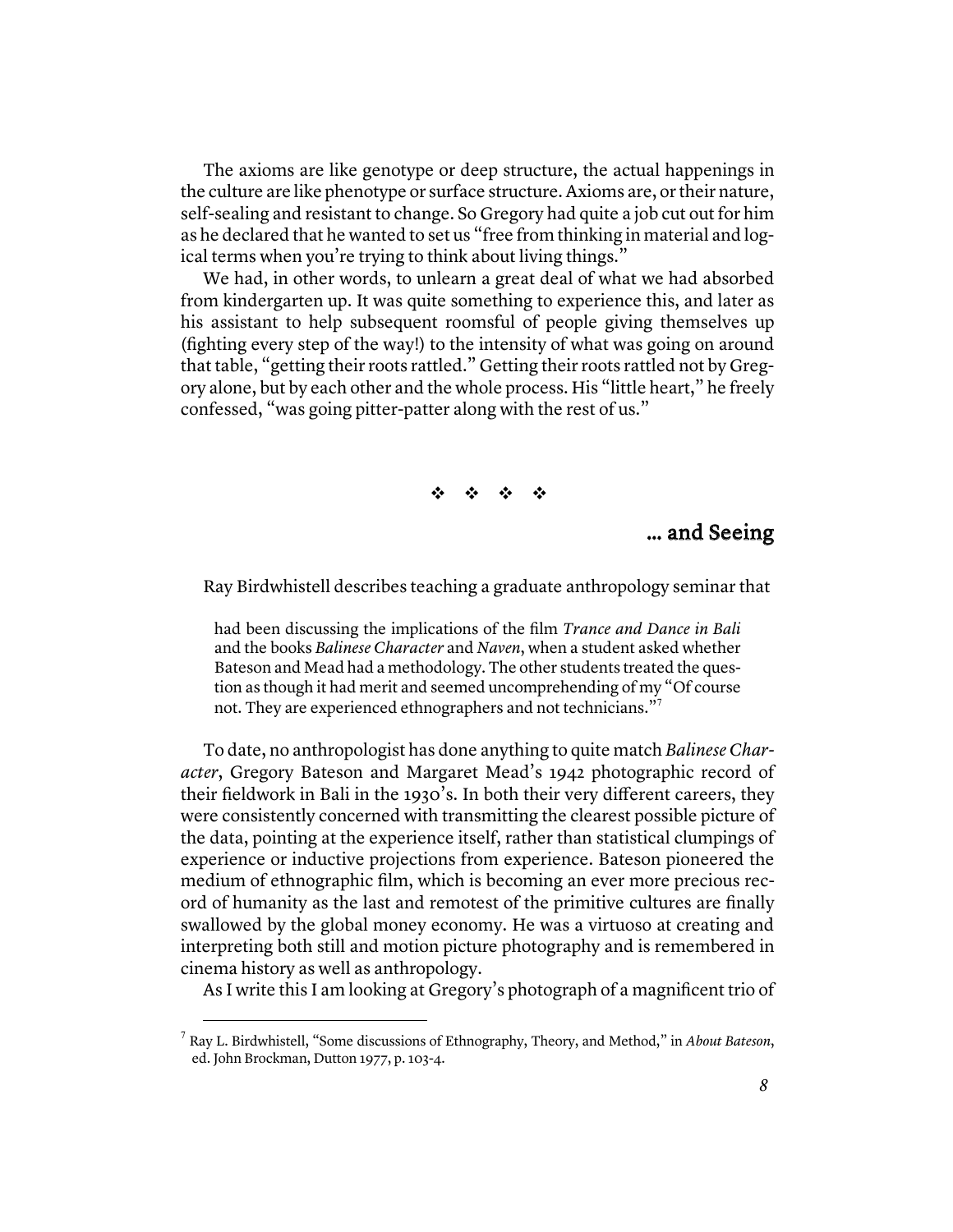The axioms are like genotype or deep structure, the actual happenings in the culture are like phenotype or surface structure. Axioms are, or their nature, self-sealing and resistant to change. So Gregory had quite a job cut out for him as he declared that he wanted to set us "free from thinking in material and logical terms when you're trying to think about living things."

We had, in other words, to unlearn a great deal of what we had absorbed from kindergarten up. It was quite something to experience this, and later as his assistant to help subsequent roomsful of people giving themselves up (fighting every step of the way!) to the intensity of what was going on around that table, "getting their roots rattled." Getting their roots rattled not by Gregory alone, but by each other and the whole process. His "little heart," he freely confessed, "was going pitter-patter along with the rest of us."

❖ ❖ ❖ ❖

## … and Seeing

Ray Birdwhistell describes teaching a graduate anthropology seminar that

> had been discussing the implications of the film *Trance and Dance in Bali* and the books *Balinese Character* and *Naven*, when a student asked whether Bateson and Mead had a methodology. The other students treated the question as though it had merit and seemed uncomprehending of my "Of course not. They are experienced ethnographers and not technicians."[7]

To date, no anthropologist has done anything to quite match *Balinese Character*, Gregory Bateson and Margaret Mead's 1942 photographic record of their fieldwork in Bali in the 1930's. In both their very different careers, they were consistently concerned with transmitting the clearest possible picture of the data, pointing at the experience itself, rather than statistical clumpings of experience or inductive projections from experience. Bateson pioneered the medium of ethnographic film, which is becoming an ever more precious record of humanity as the last and remotest of the primitive cultures are finally swallowed by the global money economy. He was a virtuoso at creating and interpreting both still and motion picture photography and is remembered in cinema history as well as anthropology.

As I write this I am looking at Gregory's photograph of a magnificent trio of

---

[7] Ray L. Birdwhistell, "Some discussions of Ethnography, Theory, and Method," in *About Bateson*, ed. John Brockman, Dutton 1977, p. 103-4.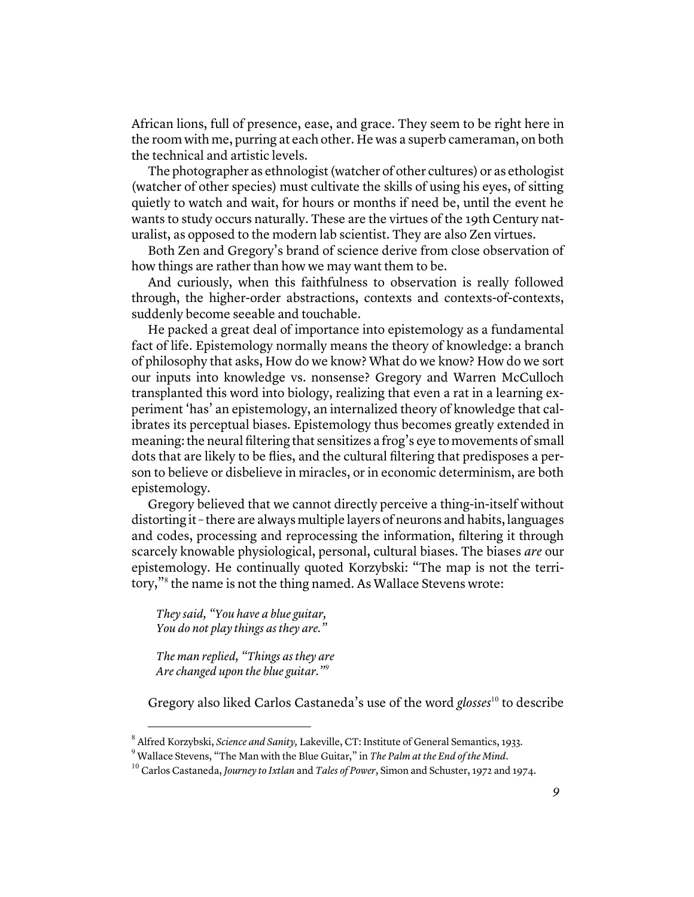African lions, full of presence, ease, and grace. They seem to be right here in the room with me, purring at each other. He was a superb cameraman, on both the technical and artistic levels.

The photographer as ethnologist (watcher of other cultures) or as ethologist (watcher of other species) must cultivate the skills of using his eyes, of sitting quietly to watch and wait, for hours or months if need be, until the event he wants to study occurs naturally. These are the virtues of the 19th Century naturalist, as opposed to the modern lab scientist. They are also Zen virtues.

Both Zen and Gregory's brand of science derive from close observation of how things are rather than how we may want them to be.

And curiously, when this faithfulness to observation is really followed through, the higher-order abstractions, contexts and contexts-of-contexts, suddenly become seeable and touchable.

He packed a great deal of importance into epistemology as a fundamental fact of life. Epistemology normally means the theory of knowledge: a branch of philosophy that asks, How do we know? What do we know? How do we sort our inputs into knowledge vs. nonsense? Gregory and Warren McCulloch transplanted this word into biology, realizing that even a rat in a learning experiment 'has' an epistemology, an internalized theory of knowledge that calibrates its perceptual biases. Epistemology thus becomes greatly extended in meaning: the neural filtering that sensitizes a frog's eye to movements of small dots that are likely to be flies, and the cultural filtering that predisposes a person to believe or disbelieve in miracles, or in economic determinism, are both epistemology.

Gregory believed that we cannot directly perceive a thing-in-itself without distorting it – there are always multiple layers of neurons and habits, languages and codes, processing and reprocessing the information, filtering it through scarcely knowable physiological, personal, cultural biases. The biases *are* our epistemology. He continually quoted Korzybski: "The map is not the territory,"[8] the name is not the thing named. As Wallace Stevens wrote:

> *They said, "You have a blue guitar,*
> *You do not play things as they are."*
>
> *The man replied, "Things as they are*
> *Are changed upon the blue guitar."*[9]

Gregory also liked Carlos Castaneda's use of the word *glosses*[10] to describe

---

[8] Alfred Korzybski, *Science and Sanity,* Lakeville, CT: Institute of General Semantics, 1933.

[9] Wallace Stevens, "The Man with the Blue Guitar," in *The Palm at the End of the Mind*.

[10] Carlos Castaneda, *Journey to Ixtlan* and *Tales of Power*, Simon and Schuster, 1972 and 1974.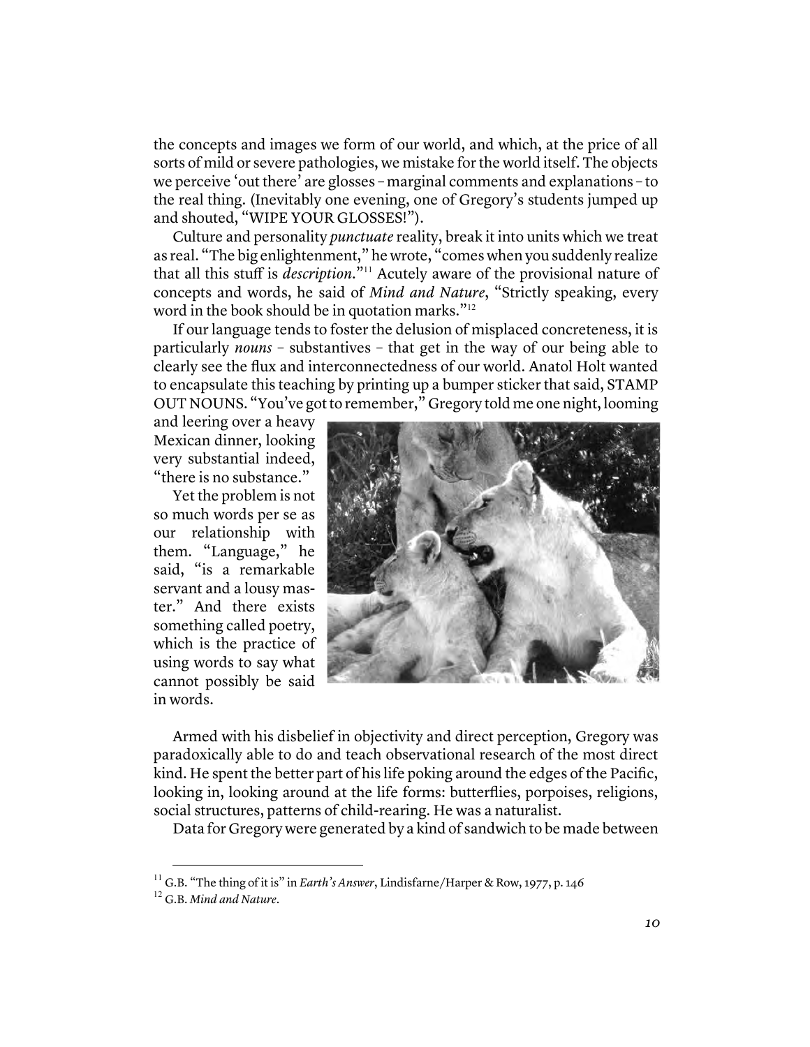the concepts and images we form of our world, and which, at the price of all sorts of mild or severe pathologies, we mistake for the world itself. The objects we perceive 'out there' are glosses – marginal comments and explanations – to the real thing. (Inevitably one evening, one of Gregory's students jumped up and shouted, "WIPE YOUR GLOSSES!").

Culture and personality *punctuate* reality, break it into units which we treat as real. "The big enlightenment," he wrote, "comes when you suddenly realize that all this stuff is *description*."[11] Acutely aware of the provisional nature of concepts and words, he said of *Mind and Nature*, "Strictly speaking, every word in the book should be in quotation marks."[12]

If our language tends to foster the delusion of misplaced concreteness, it is particularly *nouns* – substantives – that get in the way of our being able to clearly see the flux and interconnectedness of our world. Anatol Holt wanted to encapsulate this teaching by printing up a bumper sticker that said, STAMP OUT NOUNS. "You've got to remember," Gregory told me one night, looming and leering over a heavy Mexican dinner, looking very substantial indeed, "there is no substance."

Yet the problem is not so much words per se as our relationship with them. "Language," he said, "is a remarkable servant and a lousy master." And there exists something called poetry, which is the practice of using words to say what cannot possibly be said in words.

Armed with his disbelief in objectivity and direct perception, Gregory was paradoxically able to do and teach observational research of the most direct kind. He spent the better part of his life poking around the edges of the Pacific, looking in, looking around at the life forms: butterflies, porpoises, religions, social structures, patterns of child-rearing. He was a naturalist.

Data for Gregory were generated by a kind of sandwich to be made between

[11] G.B. "The thing of it is" in *Earth's Answer*, Lindisfarne/Harper & Row, 1977, p. 146

[12] G.B. *Mind and Nature*.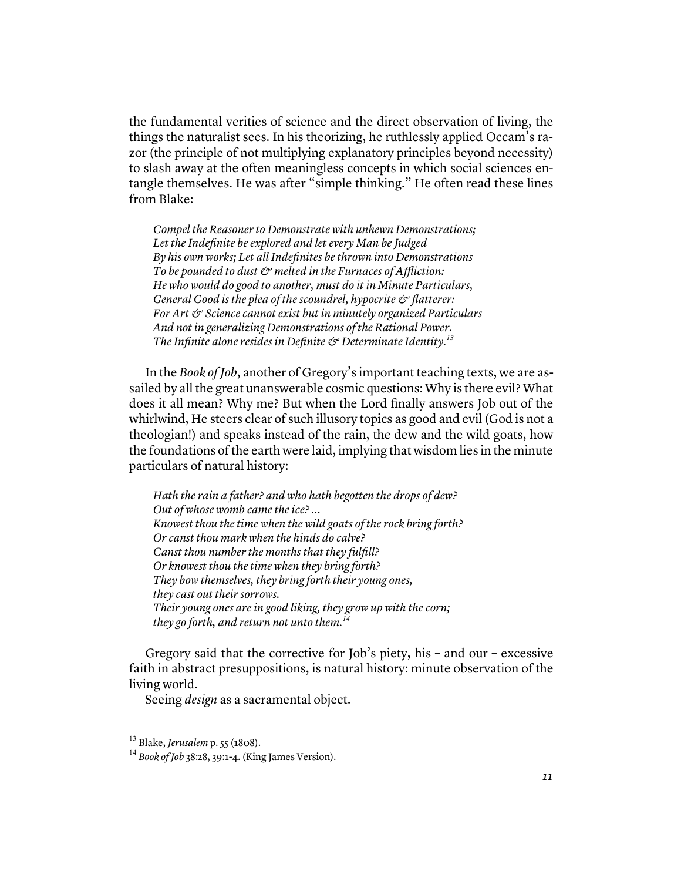the fundamental verities of science and the direct observation of living, the things the naturalist sees. In his theorizing, he ruthlessly applied Occam's razor (the principle of not multiplying explanatory principles beyond necessity) to slash away at the often meaningless concepts in which social sciences entangle themselves. He was after "simple thinking." He often read these lines from Blake:

> *Compel the Reasoner to Demonstrate with unhewn Demonstrations;*
> *Let the Indefinite be explored and let every Man be Judged*
> *By his own works; Let all Indefinites be thrown into Demonstrations*
> *To be pounded to dust & melted in the Furnaces of Affliction:*
> *He who would do good to another, must do it in Minute Particulars,*
> *General Good is the plea of the scoundrel, hypocrite & flatterer:*
> *For Art & Science cannot exist but in minutely organized Particulars*
> *And not in generalizing Demonstrations of the Rational Power.*
> *The Infinite alone resides in Definite & Determinate Identity.*[13]

In the *Book of Job*, another of Gregory's important teaching texts, we are assailed by all the great unanswerable cosmic questions: Why is there evil? What does it all mean? Why me? But when the Lord finally answers Job out of the whirlwind, He steers clear of such illusory topics as good and evil (God is not a theologian!) and speaks instead of the rain, the dew and the wild goats, how the foundations of the earth were laid, implying that wisdom lies in the minute particulars of natural history:

> *Hath the rain a father? and who hath begotten the drops of dew?*
> *Out of whose womb came the ice? ...*
> *Knowest thou the time when the wild goats of the rock bring forth?*
> *Or canst thou mark when the hinds do calve?*
> *Canst thou number the months that they fulfill?*
> *Or knowest thou the time when they bring forth?*
> *They bow themselves, they bring forth their young ones,*
> *they cast out their sorrows.*
> *Their young ones are in good liking, they grow up with the corn;*
> *they go forth, and return not unto them.*[14]

Gregory said that the corrective for Job's piety, his – and our – excessive faith in abstract presuppositions, is natural history: minute observation of the living world.

Seeing *design* as a sacramental object.

---

[13] Blake, *Jerusalem* p. 55 (1808).

[14] *Book of Job* 38:28, 39:1-4. (King James Version).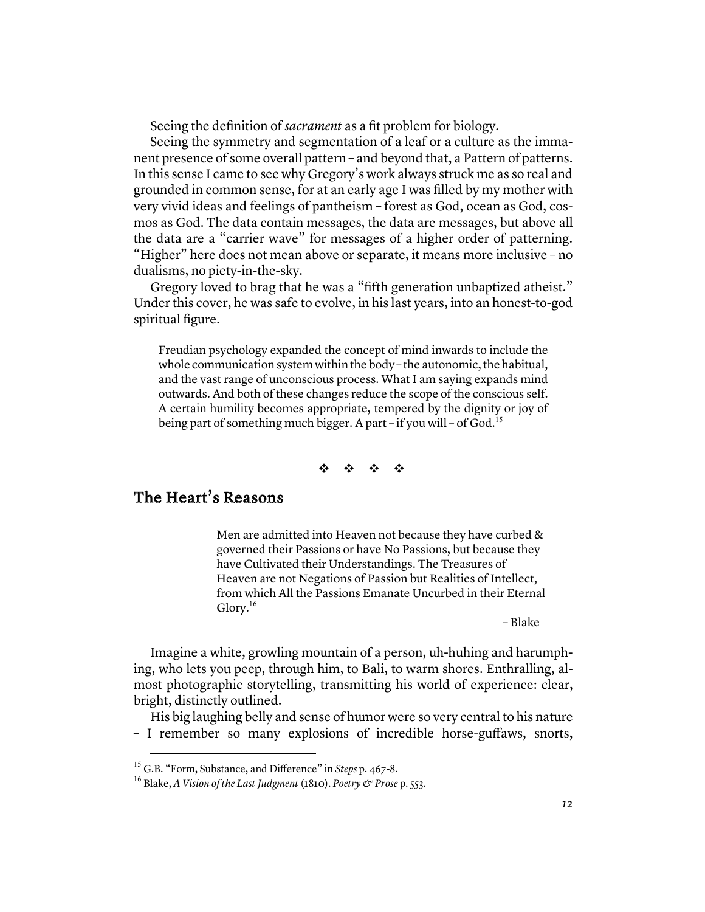Seeing the definition of *sacrament* as a fit problem for biology.

Seeing the symmetry and segmentation of a leaf or a culture as the immanent presence of some overall pattern – and beyond that, a Pattern of patterns. In this sense I came to see why Gregory's work always struck me as so real and grounded in common sense, for at an early age I was filled by my mother with very vivid ideas and feelings of pantheism – forest as God, ocean as God, cosmos as God. The data contain messages, the data are messages, but above all the data are a "carrier wave" for messages of a higher order of patterning. "Higher" here does not mean above or separate, it means more inclusive – no dualisms, no piety-in-the-sky.

Gregory loved to brag that he was a "fifth generation unbaptized atheist." Under this cover, he was safe to evolve, in his last years, into an honest-to-god spiritual figure.

> Freudian psychology expanded the concept of mind inwards to include the whole communication system within the body – the autonomic, the habitual, and the vast range of unconscious process. What I am saying expands mind outwards. And both of these changes reduce the scope of the conscious self. A certain humility becomes appropriate, tempered by the dignity or joy of being part of something much bigger. A part – if you will – of God.[15]

❖ ❖ ❖ ❖

## The Heart's Reasons

> Men are admitted into Heaven not because they have curbed & governed their Passions or have No Passions, but because they have Cultivated their Understandings. The Treasures of Heaven are not Negations of Passion but Realities of Intellect, from which All the Passions Emanate Uncurbed in their Eternal Glory.[16]
>
> – Blake

Imagine a white, growling mountain of a person, uh-huhing and harumphing, who lets you peep, through him, to Bali, to warm shores. Enthralling, almost photographic storytelling, transmitting his world of experience: clear, bright, distinctly outlined.

His big laughing belly and sense of humor were so very central to his nature – I remember so many explosions of incredible horse-guffaws, snorts,

---

[15] G.B. "Form, Substance, and Difference" in *Steps* p. 467-8.

[16] Blake, *A Vision of the Last Judgment* (1810). *Poetry & Prose* p. 553.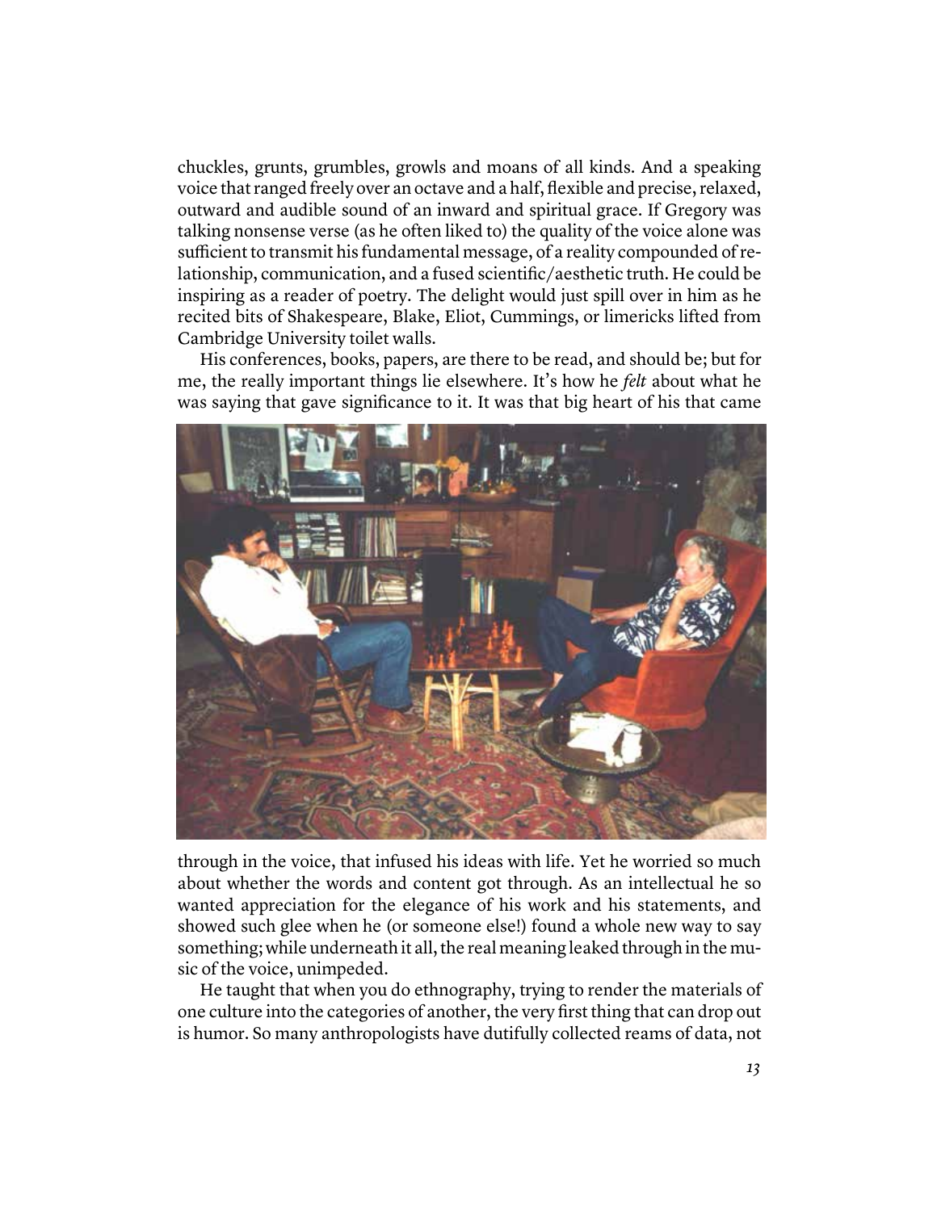chuckles, grunts, grumbles, growls and moans of all kinds. And a speaking voice that ranged freely over an octave and a half, flexible and precise, relaxed, outward and audible sound of an inward and spiritual grace. If Gregory was talking nonsense verse (as he often liked to) the quality of the voice alone was sufficient to transmit his fundamental message, of a reality compounded of relationship, communication, and a fused scientific/aesthetic truth. He could be inspiring as a reader of poetry. The delight would just spill over in him as he recited bits of Shakespeare, Blake, Eliot, Cummings, or limericks lifted from Cambridge University toilet walls.

His conferences, books, papers, are there to be read, and should be; but for me, the really important things lie elsewhere. It's how he *felt* about what he was saying that gave significance to it. It was that big heart of his that came through in the voice, that infused his ideas with life. Yet he worried so much about whether the words and content got through. As an intellectual he so wanted appreciation for the elegance of his work and his statements, and showed such glee when he (or someone else!) found a whole new way to say something; while underneath it all, the real meaning leaked through in the music of the voice, unimpeded.

He taught that when you do ethnography, trying to render the materials of one culture into the categories of another, the very first thing that can drop out is humor. So many anthropologists have dutifully collected reams of data, not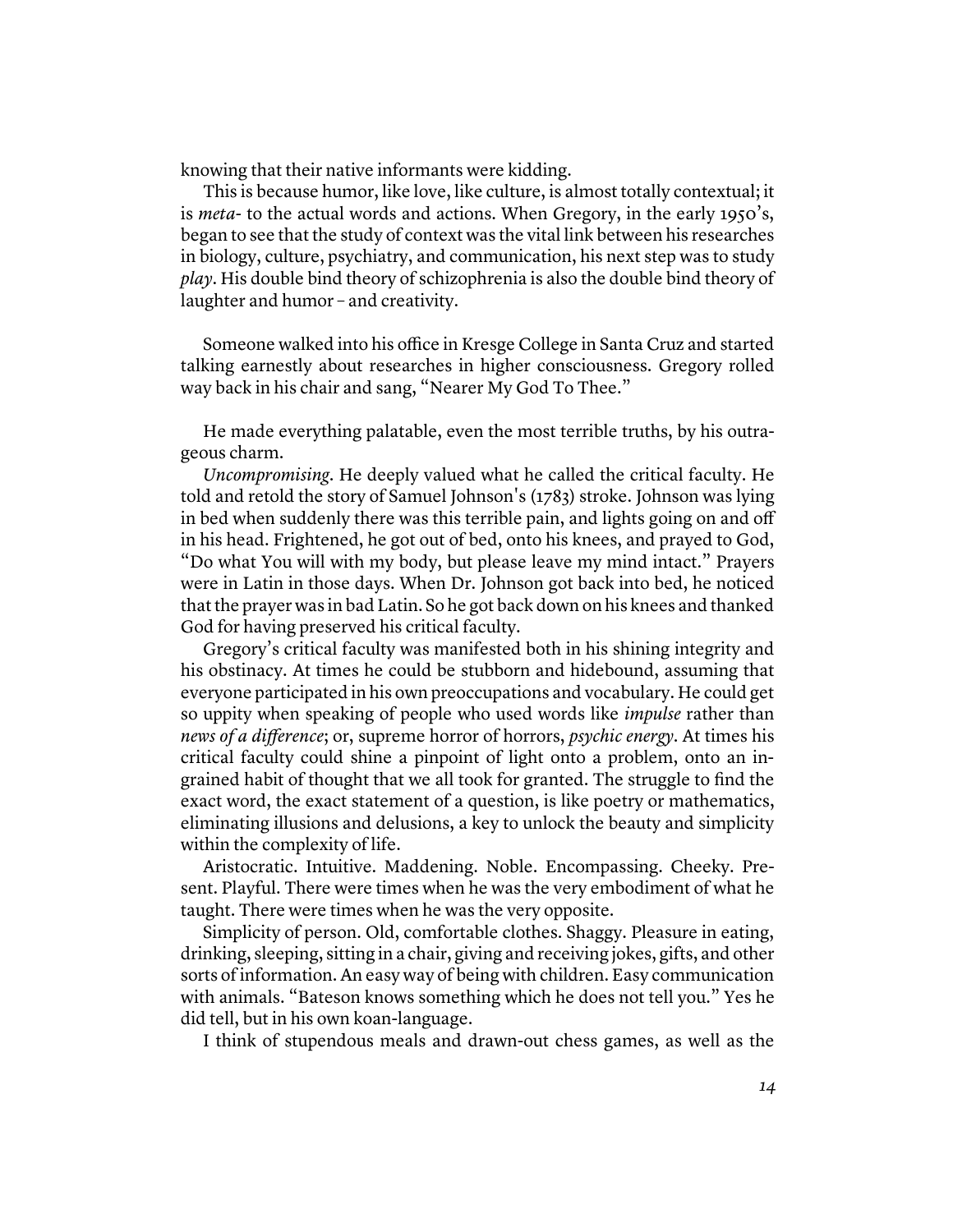knowing that their native informants were kidding.

This is because humor, like love, like culture, is almost totally contextual; it is *meta-* to the actual words and actions. When Gregory, in the early 1950's, began to see that the study of context was the vital link between his researches in biology, culture, psychiatry, and communication, his next step was to study *play*. His double bind theory of schizophrenia is also the double bind theory of laughter and humor – and creativity.

Someone walked into his office in Kresge College in Santa Cruz and started talking earnestly about researches in higher consciousness. Gregory rolled way back in his chair and sang, "Nearer My God To Thee."

He made everything palatable, even the most terrible truths, by his outrageous charm.

*Uncompromising*. He deeply valued what he called the critical faculty. He told and retold the story of Samuel Johnson's (1783) stroke. Johnson was lying in bed when suddenly there was this terrible pain, and lights going on and off in his head. Frightened, he got out of bed, onto his knees, and prayed to God, "Do what You will with my body, but please leave my mind intact." Prayers were in Latin in those days. When Dr. Johnson got back into bed, he noticed that the prayer was in bad Latin. So he got back down on his knees and thanked God for having preserved his critical faculty.

Gregory's critical faculty was manifested both in his shining integrity and his obstinacy. At times he could be stubborn and hidebound, assuming that everyone participated in his own preoccupations and vocabulary. He could get so uppity when speaking of people who used words like *impulse* rather than *news of a difference*; or, supreme horror of horrors, *psychic energy*. At times his critical faculty could shine a pinpoint of light onto a problem, onto an ingrained habit of thought that we all took for granted. The struggle to find the exact word, the exact statement of a question, is like poetry or mathematics, eliminating illusions and delusions, a key to unlock the beauty and simplicity within the complexity of life.

Aristocratic. Intuitive. Maddening. Noble. Encompassing. Cheeky. Present. Playful. There were times when he was the very embodiment of what he taught. There were times when he was the very opposite.

Simplicity of person. Old, comfortable clothes. Shaggy. Pleasure in eating, drinking, sleeping, sitting in a chair, giving and receiving jokes, gifts, and other sorts of information. An easy way of being with children. Easy communication with animals. "Bateson knows something which he does not tell you." Yes he did tell, but in his own koan-language.

I think of stupendous meals and drawn-out chess games, as well as the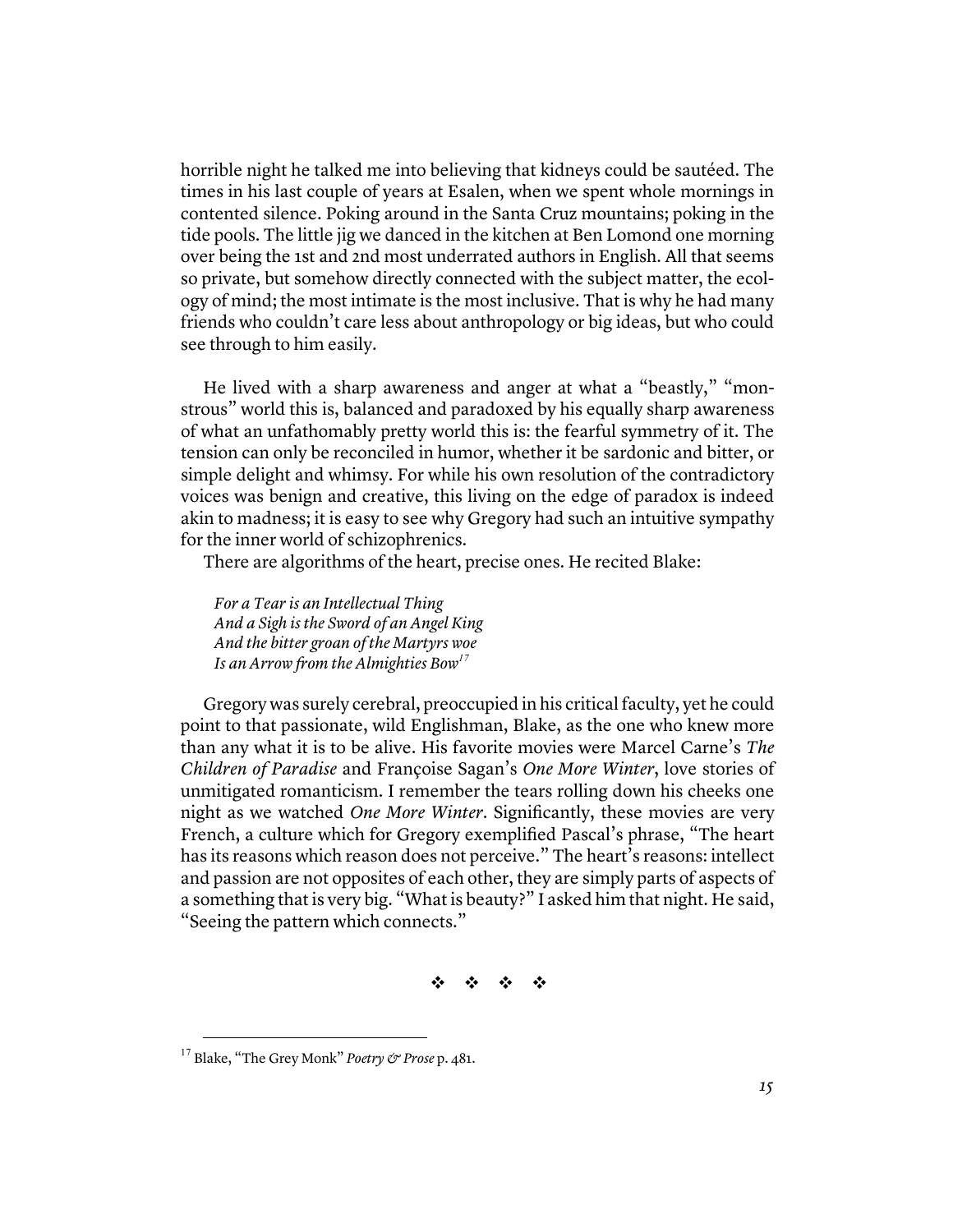horrible night he talked me into believing that kidneys could be sautéed. The times in his last couple of years at Esalen, when we spent whole mornings in contented silence. Poking around in the Santa Cruz mountains; poking in the tide pools. The little jig we danced in the kitchen at Ben Lomond one morning over being the 1st and 2nd most underrated authors in English. All that seems so private, but somehow directly connected with the subject matter, the ecology of mind; the most intimate is the most inclusive. That is why he had many friends who couldn't care less about anthropology or big ideas, but who could see through to him easily.

He lived with a sharp awareness and anger at what a "beastly," "monstrous" world this is, balanced and paradoxed by his equally sharp awareness of what an unfathomably pretty world this is: the fearful symmetry of it. The tension can only be reconciled in humor, whether it be sardonic and bitter, or simple delight and whimsy. For while his own resolution of the contradictory voices was benign and creative, this living on the edge of paradox is indeed akin to madness; it is easy to see why Gregory had such an intuitive sympathy for the inner world of schizophrenics.

There are algorithms of the heart, precise ones. He recited Blake:

> *For a Tear is an Intellectual Thing*
> *And a Sigh is the Sword of an Angel King*
> *And the bitter groan of the Martyrs woe*
> *Is an Arrow from the Almighties Bow*[17]

Gregory was surely cerebral, preoccupied in his critical faculty, yet he could point to that passionate, wild Englishman, Blake, as the one who knew more than any what it is to be alive. His favorite movies were Marcel Carne's *The Children of Paradise* and Françoise Sagan's *One More Winter*, love stories of unmitigated romanticism. I remember the tears rolling down his cheeks one night as we watched *One More Winter*. Significantly, these movies are very French, a culture which for Gregory exemplified Pascal's phrase, "The heart has its reasons which reason does not perceive." The heart's reasons: intellect and passion are not opposites of each other, they are simply parts of aspects of a something that is very big. "What is beauty?" I asked him that night. He said, "Seeing the pattern which connects."

❖ ❖ ❖ ❖

---

[17] Blake, "The Grey Monk" *Poetry & Prose* p. 481.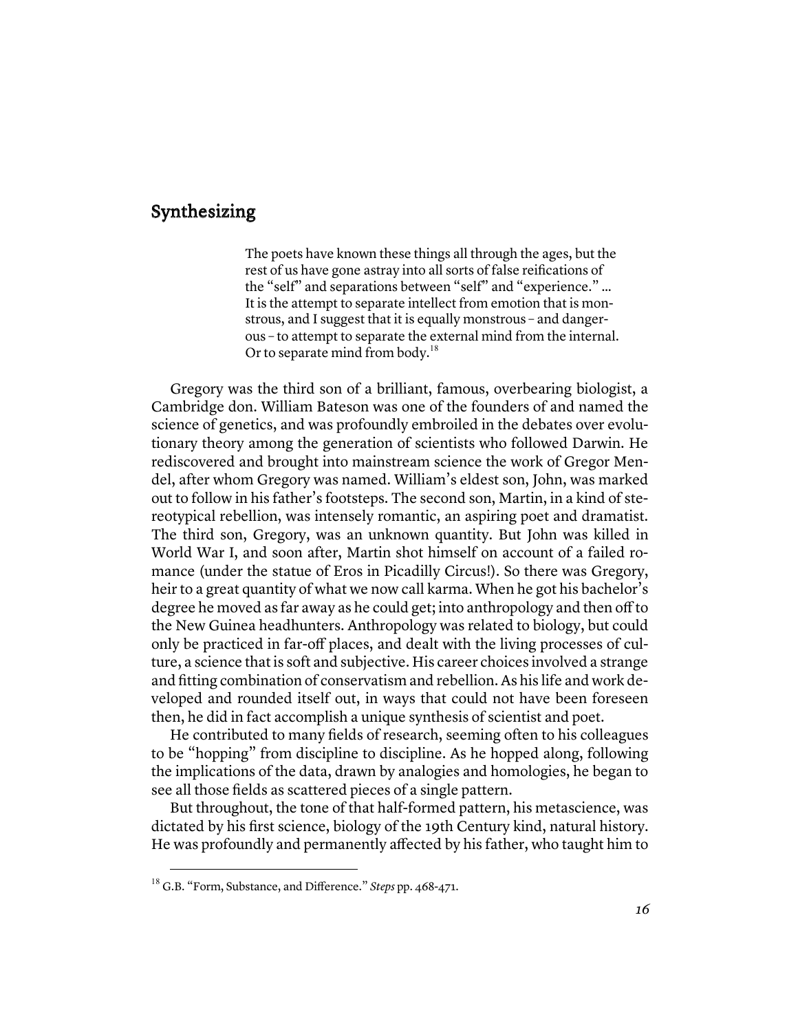## Synthesizing

> The poets have known these things all through the ages, but the rest of us have gone astray into all sorts of false reifications of the "self" and separations between "self" and "experience." … It is the attempt to separate intellect from emotion that is monstrous, and I suggest that it is equally monstrous – and dangerous – to attempt to separate the external mind from the internal. Or to separate mind from body.[18]

Gregory was the third son of a brilliant, famous, overbearing biologist, a Cambridge don. William Bateson was one of the founders of and named the science of genetics, and was profoundly embroiled in the debates over evolutionary theory among the generation of scientists who followed Darwin. He rediscovered and brought into mainstream science the work of Gregor Mendel, after whom Gregory was named. William's eldest son, John, was marked out to follow in his father's footsteps. The second son, Martin, in a kind of stereotypical rebellion, was intensely romantic, an aspiring poet and dramatist. The third son, Gregory, was an unknown quantity. But John was killed in World War I, and soon after, Martin shot himself on account of a failed romance (under the statue of Eros in Picadilly Circus!). So there was Gregory, heir to a great quantity of what we now call karma. When he got his bachelor's degree he moved as far away as he could get; into anthropology and then off to the New Guinea headhunters. Anthropology was related to biology, but could only be practiced in far-off places, and dealt with the living processes of culture, a science that is soft and subjective. His career choices involved a strange and fitting combination of conservatism and rebellion. As his life and work developed and rounded itself out, in ways that could not have been foreseen then, he did in fact accomplish a unique synthesis of scientist and poet.

He contributed to many fields of research, seeming often to his colleagues to be "hopping" from discipline to discipline. As he hopped along, following the implications of the data, drawn by analogies and homologies, he began to see all those fields as scattered pieces of a single pattern.

But throughout, the tone of that half-formed pattern, his metascience, was dictated by his first science, biology of the 19th Century kind, natural history. He was profoundly and permanently affected by his father, who taught him to

---

[18] G.B. "Form, Substance, and Difference." *Steps* pp. 468-471.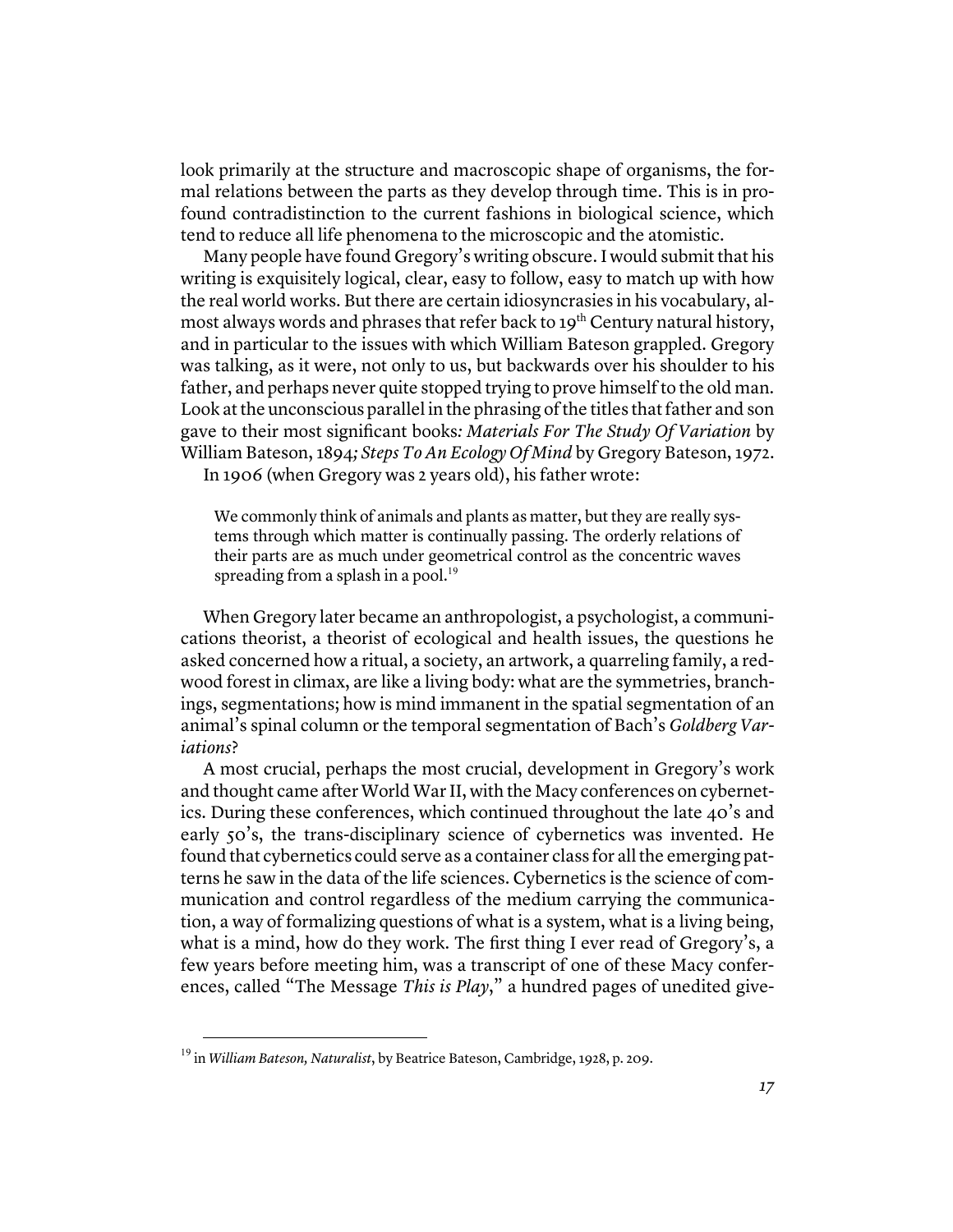look primarily at the structure and macroscopic shape of organisms, the formal relations between the parts as they develop through time. This is in profound contradistinction to the current fashions in biological science, which tend to reduce all life phenomena to the microscopic and the atomistic.

Many people have found Gregory's writing obscure. I would submit that his writing is exquisitely logical, clear, easy to follow, easy to match up with how the real world works. But there are certain idiosyncrasies in his vocabulary, almost always words and phrases that refer back to 19th Century natural history, and in particular to the issues with which William Bateson grappled. Gregory was talking, as it were, not only to us, but backwards over his shoulder to his father, and perhaps never quite stopped trying to prove himself to the old man. Look at the unconscious parallel in the phrasing of the titles that father and son gave to their most significant books*: Materials For The Study Of Variation* by William Bateson, 1894*; Steps To An Ecology Of Mind* by Gregory Bateson, 1972.

In 1906 (when Gregory was 2 years old), his father wrote:

> We commonly think of animals and plants as matter, but they are really systems through which matter is continually passing. The orderly relations of their parts are as much under geometrical control as the concentric waves spreading from a splash in a pool.[19]

When Gregory later became an anthropologist, a psychologist, a communications theorist, a theorist of ecological and health issues, the questions he asked concerned how a ritual, a society, an artwork, a quarreling family, a redwood forest in climax, are like a living body: what are the symmetries, branchings, segmentations; how is mind immanent in the spatial segmentation of an animal's spinal column or the temporal segmentation of Bach's *Goldberg Variations*?

A most crucial, perhaps the most crucial, development in Gregory's work and thought came after World War II, with the Macy conferences on cybernetics. During these conferences, which continued throughout the late 40's and early 50's, the trans-disciplinary science of cybernetics was invented. He found that cybernetics could serve as a container class for all the emerging patterns he saw in the data of the life sciences. Cybernetics is the science of communication and control regardless of the medium carrying the communication, a way of formalizing questions of what is a system, what is a living being, what is a mind, how do they work. The first thing I ever read of Gregory's, a few years before meeting him, was a transcript of one of these Macy conferences, called "The Message *This is Play*," a hundred pages of unedited give-

---

[19] in *William Bateson, Naturalist*, by Beatrice Bateson, Cambridge, 1928, p. 209.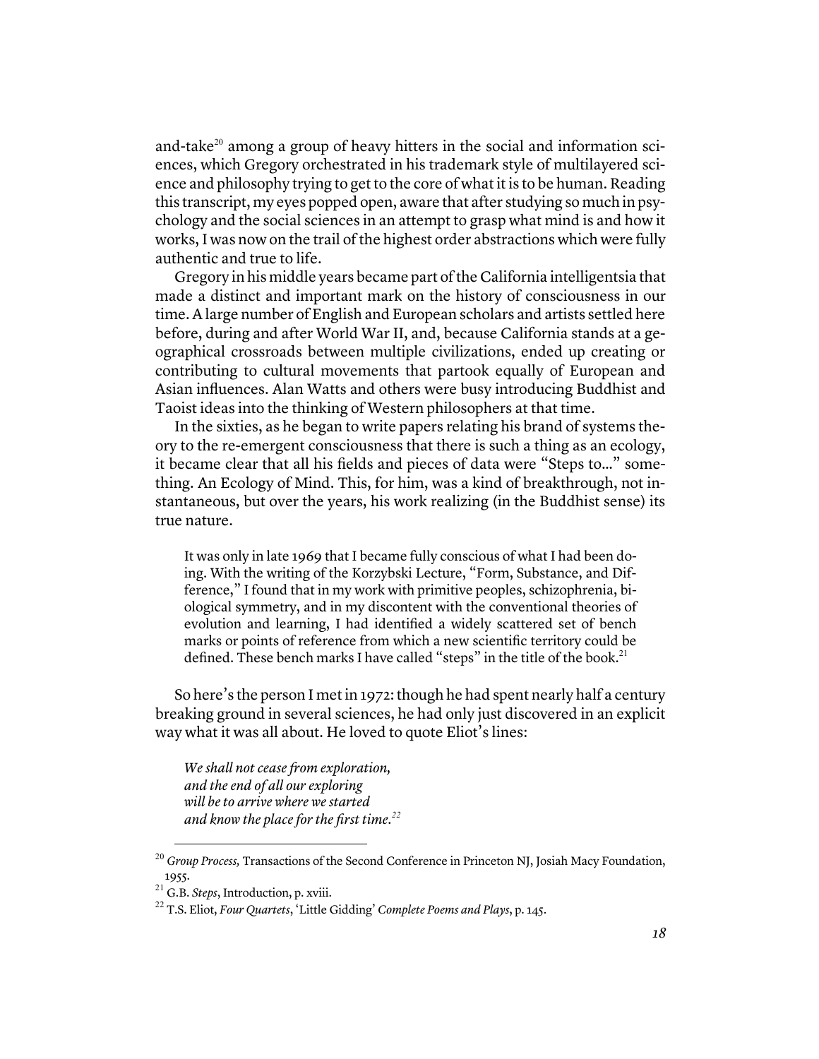and-take[20] among a group of heavy hitters in the social and information sciences, which Gregory orchestrated in his trademark style of multilayered science and philosophy trying to get to the core of what it is to be human. Reading this transcript, my eyes popped open, aware that after studying so much in psychology and the social sciences in an attempt to grasp what mind is and how it works, I was now on the trail of the highest order abstractions which were fully authentic and true to life.

Gregory in his middle years became part of the California intelligentsia that made a distinct and important mark on the history of consciousness in our time. A large number of English and European scholars and artists settled here before, during and after World War II, and, because California stands at a geographical crossroads between multiple civilizations, ended up creating or contributing to cultural movements that partook equally of European and Asian influences. Alan Watts and others were busy introducing Buddhist and Taoist ideas into the thinking of Western philosophers at that time.

In the sixties, as he began to write papers relating his brand of systems theory to the re-emergent consciousness that there is such a thing as an ecology, it became clear that all his fields and pieces of data were "Steps to…" something. An Ecology of Mind. This, for him, was a kind of breakthrough, not instantaneous, but over the years, his work realizing (in the Buddhist sense) its true nature.

> It was only in late 1969 that I became fully conscious of what I had been doing. With the writing of the Korzybski Lecture, "Form, Substance, and Difference," I found that in my work with primitive peoples, schizophrenia, biological symmetry, and in my discontent with the conventional theories of evolution and learning, I had identified a widely scattered set of bench marks or points of reference from which a new scientific territory could be defined. These bench marks I have called "steps" in the title of the book.[21]

So here's the person I met in 1972: though he had spent nearly half a century breaking ground in several sciences, he had only just discovered in an explicit way what it was all about. He loved to quote Eliot's lines:

> *We shall not cease from exploration,*
> *and the end of all our exploring*
> *will be to arrive where we started*
> *and know the place for the first time.*[22]

---

[20] *Group Process,* Transactions of the Second Conference in Princeton NJ, Josiah Macy Foundation, 1955.

[21] G.B. *Steps*, Introduction, p. xviii.

[22] T.S. Eliot, *Four Quartets*, 'Little Gidding' *Complete Poems and Plays*, p. 145.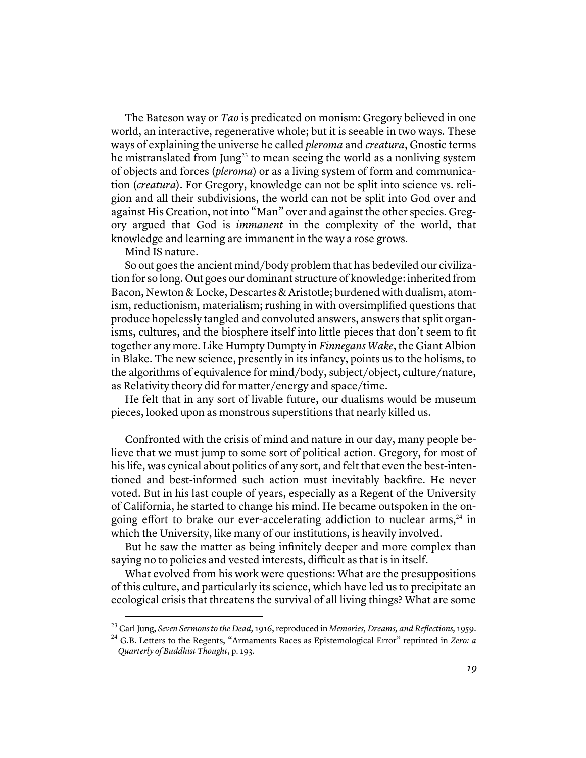The Bateson way or *Tao* is predicated on monism: Gregory believed in one world, an interactive, regenerative whole; but it is seeable in two ways. These ways of explaining the universe he called *pleroma* and *creatura*, Gnostic terms he mistranslated from Jung[23] to mean seeing the world as a nonliving system of objects and forces (*pleroma*) or as a living system of form and communication (*creatura*). For Gregory, knowledge can not be split into science vs. religion and all their subdivisions, the world can not be split into God over and against His Creation, not into "Man" over and against the other species. Gregory argued that God is *immanent* in the complexity of the world, that knowledge and learning are immanent in the way a rose grows.

Mind IS nature.

So out goes the ancient mind/body problem that has bedeviled our civilization for so long. Out goes our dominant structure of knowledge: inherited from Bacon, Newton & Locke, Descartes & Aristotle; burdened with dualism, atomism, reductionism, materialism; rushing in with oversimplified questions that produce hopelessly tangled and convoluted answers, answers that split organisms, cultures, and the biosphere itself into little pieces that don't seem to fit together any more. Like Humpty Dumpty in *Finnegans Wake*, the Giant Albion in Blake. The new science, presently in its infancy, points us to the holisms, to the algorithms of equivalence for mind/body, subject/object, culture/nature, as Relativity theory did for matter/energy and space/time.

He felt that in any sort of livable future, our dualisms would be museum pieces, looked upon as monstrous superstitions that nearly killed us.

Confronted with the crisis of mind and nature in our day, many people believe that we must jump to some sort of political action. Gregory, for most of his life, was cynical about politics of any sort, and felt that even the best-intentioned and best-informed such action must inevitably backfire. He never voted. But in his last couple of years, especially as a Regent of the University of California, he started to change his mind. He became outspoken in the ongoing effort to brake our ever-accelerating addiction to nuclear arms,[24] in which the University, like many of our institutions, is heavily involved.

But he saw the matter as being infinitely deeper and more complex than saying no to policies and vested interests, difficult as that is in itself.

What evolved from his work were questions: What are the presuppositions of this culture, and particularly its science, which have led us to precipitate an ecological crisis that threatens the survival of all living things? What are some

---

[23] Carl Jung, *Seven Sermons to the Dead,* 1916, reproduced in *Memories, Dreams, and Reflections,* 1959.

[24] G.B. Letters to the Regents, "Armaments Races as Epistemological Error" reprinted in *Zero: a Quarterly of Buddhist Thought*, p. 193.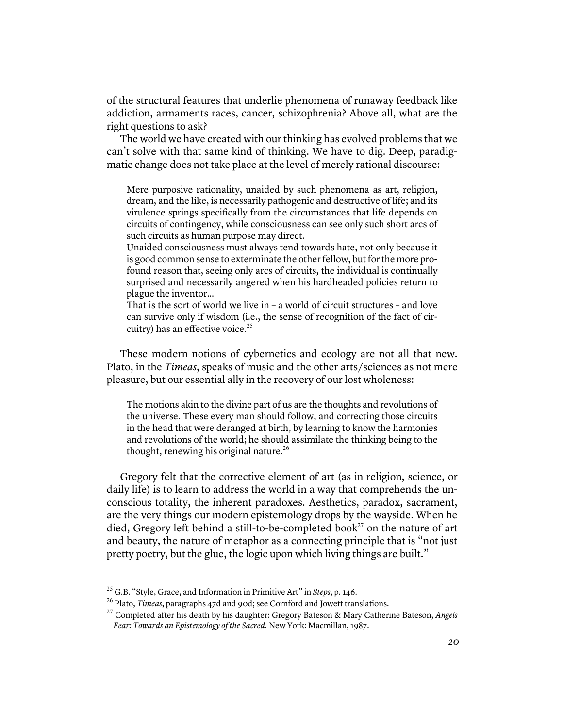of the structural features that underlie phenomena of runaway feedback like addiction, armaments races, cancer, schizophrenia? Above all, what are the right questions to ask?

The world we have created with our thinking has evolved problems that we can't solve with that same kind of thinking. We have to dig. Deep, paradigmatic change does not take place at the level of merely rational discourse:

> Mere purposive rationality, unaided by such phenomena as art, religion, dream, and the like, is necessarily pathogenic and destructive of life; and its virulence springs specifically from the circumstances that life depends on circuits of contingency, while consciousness can see only such short arcs of such circuits as human purpose may direct.
>
> Unaided consciousness must always tend towards hate, not only because it is good common sense to exterminate the other fellow, but for the more profound reason that, seeing only arcs of circuits, the individual is continually surprised and necessarily angered when his hardheaded policies return to plague the inventor…
>
> That is the sort of world we live in – a world of circuit structures – and love can survive only if wisdom (i.e., the sense of recognition of the fact of circuitry) has an effective voice.[25]

These modern notions of cybernetics and ecology are not all that new. Plato, in the *Timeas*, speaks of music and the other arts/sciences as not mere pleasure, but our essential ally in the recovery of our lost wholeness:

> The motions akin to the divine part of us are the thoughts and revolutions of the universe. These every man should follow, and correcting those circuits in the head that were deranged at birth, by learning to know the harmonies and revolutions of the world; he should assimilate the thinking being to the thought, renewing his original nature.[26]

Gregory felt that the corrective element of art (as in religion, science, or daily life) is to learn to address the world in a way that comprehends the unconscious totality, the inherent paradoxes. Aesthetics, paradox, sacrament, are the very things our modern epistemology drops by the wayside. When he died, Gregory left behind a still-to-be-completed book[27] on the nature of art and beauty, the nature of metaphor as a connecting principle that is "not just pretty poetry, but the glue, the logic upon which living things are built."

---

[25] G.B. "Style, Grace, and Information in Primitive Art" in *Steps*, p. 146.

[26] Plato, *Timeas*, paragraphs 47d and 90d; see Cornford and Jowett translations.

[27] Completed after his death by his daughter: Gregory Bateson & Mary Catherine Bateson, *Angels Fear: Towards an Epistemology of the Sacred.* New York: Macmillan, 1987.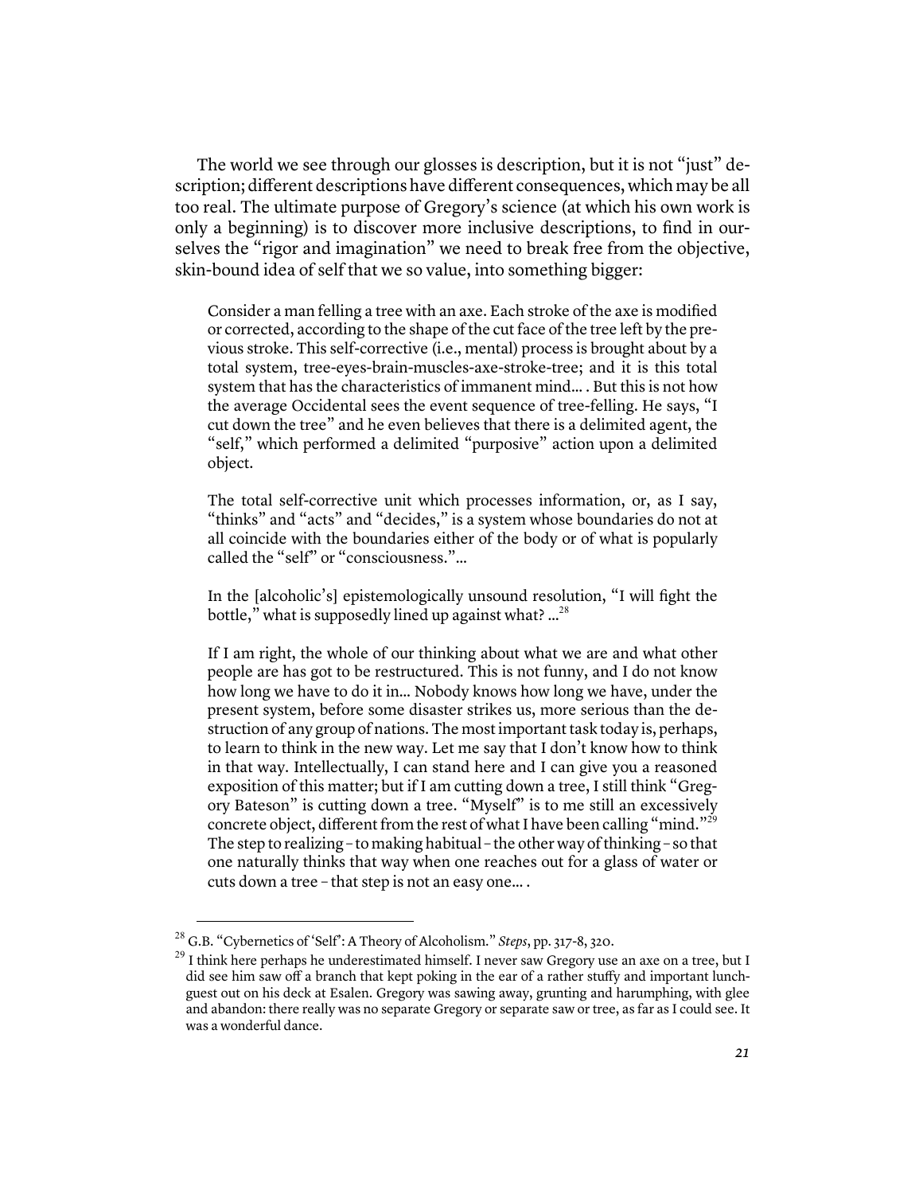The world we see through our glosses is description, but it is not "just" description; different descriptions have different consequences, which may be all too real. The ultimate purpose of Gregory's science (at which his own work is only a beginning) is to discover more inclusive descriptions, to find in ourselves the "rigor and imagination" we need to break free from the objective, skin-bound idea of self that we so value, into something bigger:

> Consider a man felling a tree with an axe. Each stroke of the axe is modified or corrected, according to the shape of the cut face of the tree left by the previous stroke. This self-corrective (i.e., mental) process is brought about by a total system, tree-eyes-brain-muscles-axe-stroke-tree; and it is this total system that has the characteristics of immanent mind... . But this is not how the average Occidental sees the event sequence of tree-felling. He says, "I cut down the tree" and he even believes that there is a delimited agent, the "self," which performed a delimited "purposive" action upon a delimited object.
>
> The total self-corrective unit which processes information, or, as I say, "thinks" and "acts" and "decides," is a system whose boundaries do not at all coincide with the boundaries either of the body or of what is popularly called the "self" or "consciousness."...
>
> In the [alcoholic's] epistemologically unsound resolution, "I will fight the bottle," what is supposedly lined up against what? ...[28]
>
> If I am right, the whole of our thinking about what we are and what other people are has got to be restructured. This is not funny, and I do not know how long we have to do it in... Nobody knows how long we have, under the present system, before some disaster strikes us, more serious than the destruction of any group of nations. The most important task today is, perhaps, to learn to think in the new way. Let me say that I don't know how to think in that way. Intellectually, I can stand here and I can give you a reasoned exposition of this matter; but if I am cutting down a tree, I still think "Gregory Bateson" is cutting down a tree. "Myself" is to me still an excessively concrete object, different from the rest of what I have been calling "mind."[29] The step to realizing – to making habitual – the other way of thinking – so that one naturally thinks that way when one reaches out for a glass of water or cuts down a tree – that step is not an easy one... .

[28] G.B. "Cybernetics of 'Self': A Theory of Alcoholism." *Steps*, pp. 317-8, 320.

[29] I think here perhaps he underestimated himself. I never saw Gregory use an axe on a tree, but I did see him saw off a branch that kept poking in the ear of a rather stuffy and important lunch-guest out on his deck at Esalen. Gregory was sawing away, grunting and harumphing, with glee and abandon: there really was no separate Gregory or separate saw or tree, as far as I could see. It was a wonderful dance.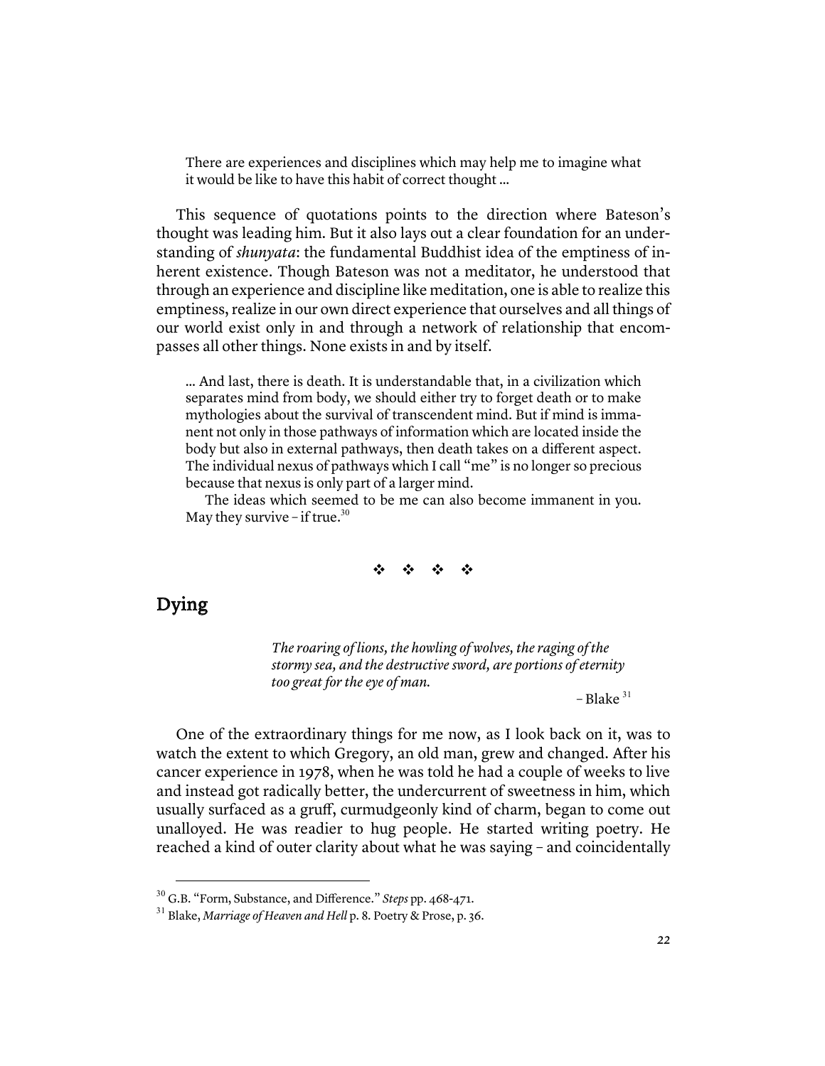> There are experiences and disciplines which may help me to imagine what it would be like to have this habit of correct thought …

This sequence of quotations points to the direction where Bateson's thought was leading him. But it also lays out a clear foundation for an understanding of *shunyata*: the fundamental Buddhist idea of the emptiness of inherent existence. Though Bateson was not a meditator, he understood that through an experience and discipline like meditation, one is able to realize this emptiness, realize in our own direct experience that ourselves and all things of our world exist only in and through a network of relationship that encompasses all other things. None exists in and by itself.

> … And last, there is death. It is understandable that, in a civilization which separates mind from body, we should either try to forget death or to make mythologies about the survival of transcendent mind. But if mind is immanent not only in those pathways of information which are located inside the body but also in external pathways, then death takes on a different aspect. The individual nexus of pathways which I call "me" is no longer so precious because that nexus is only part of a larger mind.
>
> The ideas which seemed to be me can also become immanent in you. May they survive – if true.[30]

❖ ❖ ❖ ❖

## Dying

> *The roaring of lions, the howling of wolves, the raging of the stormy sea, and the destructive sword, are portions of eternity too great for the eye of man.*
>
> – Blake[31]

One of the extraordinary things for me now, as I look back on it, was to watch the extent to which Gregory, an old man, grew and changed. After his cancer experience in 1978, when he was told he had a couple of weeks to live and instead got radically better, the undercurrent of sweetness in him, which usually surfaced as a gruff, curmudgeonly kind of charm, began to come out unalloyed. He was readier to hug people. He started writing poetry. He reached a kind of outer clarity about what he was saying – and coincidentally

---

[30] G.B. "Form, Substance, and Difference." *Steps* pp. 468-471.

[31] Blake, *Marriage of Heaven and Hell* p. 8. Poetry & Prose, p. 36.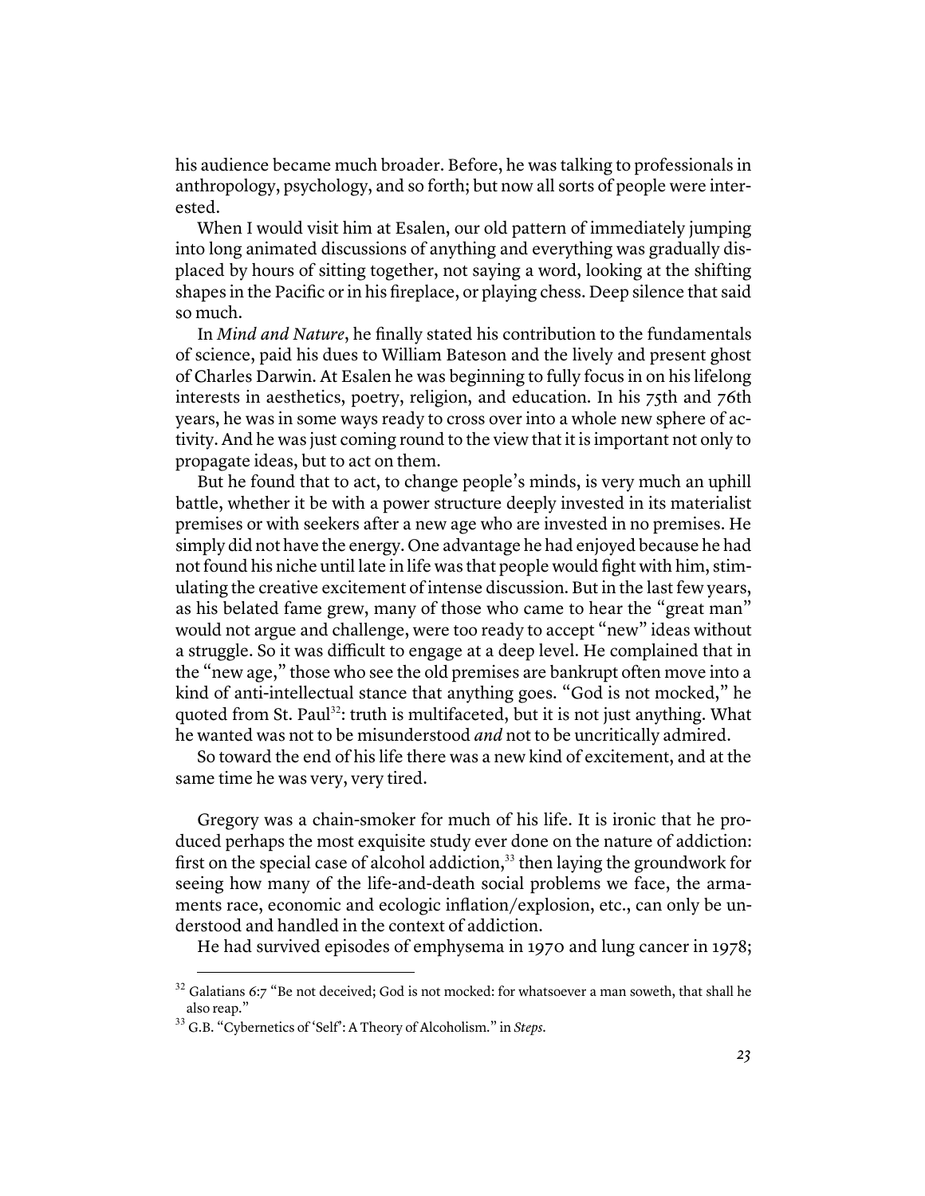his audience became much broader. Before, he was talking to professionals in anthropology, psychology, and so forth; but now all sorts of people were interested.

When I would visit him at Esalen, our old pattern of immediately jumping into long animated discussions of anything and everything was gradually displaced by hours of sitting together, not saying a word, looking at the shifting shapes in the Pacific or in his fireplace, or playing chess. Deep silence that said so much.

In *Mind and Nature*, he finally stated his contribution to the fundamentals of science, paid his dues to William Bateson and the lively and present ghost of Charles Darwin. At Esalen he was beginning to fully focus in on his lifelong interests in aesthetics, poetry, religion, and education. In his 75th and 76th years, he was in some ways ready to cross over into a whole new sphere of activity. And he was just coming round to the view that it is important not only to propagate ideas, but to act on them.

But he found that to act, to change people's minds, is very much an uphill battle, whether it be with a power structure deeply invested in its materialist premises or with seekers after a new age who are invested in no premises. He simply did not have the energy. One advantage he had enjoyed because he had not found his niche until late in life was that people would fight with him, stimulating the creative excitement of intense discussion. But in the last few years, as his belated fame grew, many of those who came to hear the "great man" would not argue and challenge, were too ready to accept "new" ideas without a struggle. So it was difficult to engage at a deep level. He complained that in the "new age," those who see the old premises are bankrupt often move into a kind of anti-intellectual stance that anything goes. "God is not mocked," he quoted from St. Paul[32]: truth is multifaceted, but it is not just anything. What he wanted was not to be misunderstood *and* not to be uncritically admired.

So toward the end of his life there was a new kind of excitement, and at the same time he was very, very tired.

Gregory was a chain-smoker for much of his life. It is ironic that he produced perhaps the most exquisite study ever done on the nature of addiction: first on the special case of alcohol addiction,[33] then laying the groundwork for seeing how many of the life-and-death social problems we face, the armaments race, economic and ecologic inflation/explosion, etc., can only be understood and handled in the context of addiction.

He had survived episodes of emphysema in 1970 and lung cancer in 1978;

---

[32] Galatians 6:7 "Be not deceived; God is not mocked: for whatsoever a man soweth, that shall he also reap."

[33] G.B. "Cybernetics of 'Self': A Theory of Alcoholism." in *Steps*.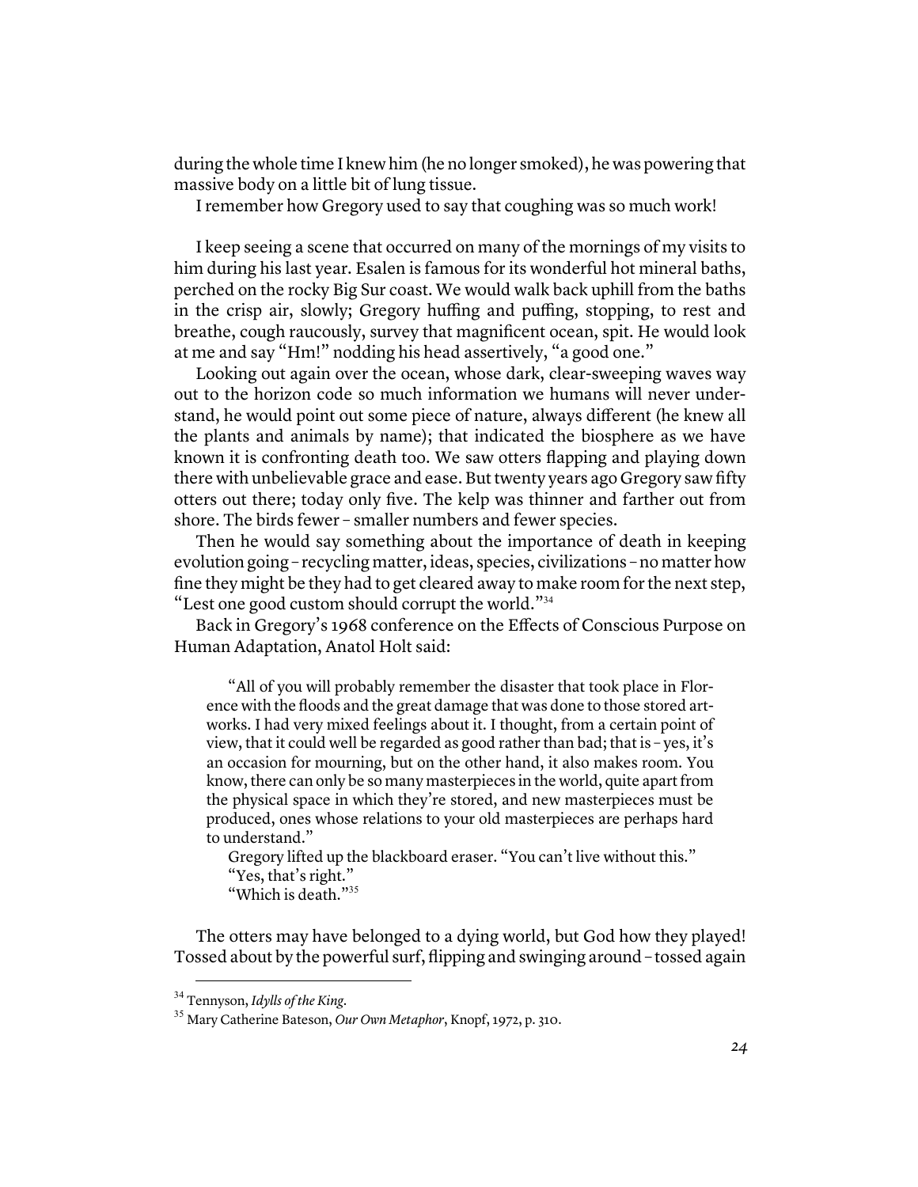during the whole time I knew him (he no longer smoked), he was powering that massive body on a little bit of lung tissue.

I remember how Gregory used to say that coughing was so much work!

I keep seeing a scene that occurred on many of the mornings of my visits to him during his last year. Esalen is famous for its wonderful hot mineral baths, perched on the rocky Big Sur coast. We would walk back uphill from the baths in the crisp air, slowly; Gregory huffing and puffing, stopping, to rest and breathe, cough raucously, survey that magnificent ocean, spit. He would look at me and say "Hm!" nodding his head assertively, "a good one."

Looking out again over the ocean, whose dark, clear-sweeping waves way out to the horizon code so much information we humans will never understand, he would point out some piece of nature, always different (he knew all the plants and animals by name); that indicated the biosphere as we have known it is confronting death too. We saw otters flapping and playing down there with unbelievable grace and ease. But twenty years ago Gregory saw fifty otters out there; today only five. The kelp was thinner and farther out from shore. The birds fewer – smaller numbers and fewer species.

Then he would say something about the importance of death in keeping evolution going – recycling matter, ideas, species, civilizations – no matter how fine they might be they had to get cleared away to make room for the next step, "Lest one good custom should corrupt the world."[34]

Back in Gregory's 1968 conference on the Effects of Conscious Purpose on Human Adaptation, Anatol Holt said:

> "All of you will probably remember the disaster that took place in Florence with the floods and the great damage that was done to those stored artworks. I had very mixed feelings about it. I thought, from a certain point of view, that it could well be regarded as good rather than bad; that is – yes, it's an occasion for mourning, but on the other hand, it also makes room. You know, there can only be so many masterpieces in the world, quite apart from the physical space in which they're stored, and new masterpieces must be produced, ones whose relations to your old masterpieces are perhaps hard to understand."
>
> Gregory lifted up the blackboard eraser. "You can't live without this."
>
> "Yes, that's right."
>
> "Which is death."[35]

The otters may have belonged to a dying world, but God how they played! Tossed about by the powerful surf, flipping and swinging around – tossed again

---

[34] Tennyson, *Idylls of the King*.

[35] Mary Catherine Bateson, *Our Own Metaphor*, Knopf, 1972, p. 310.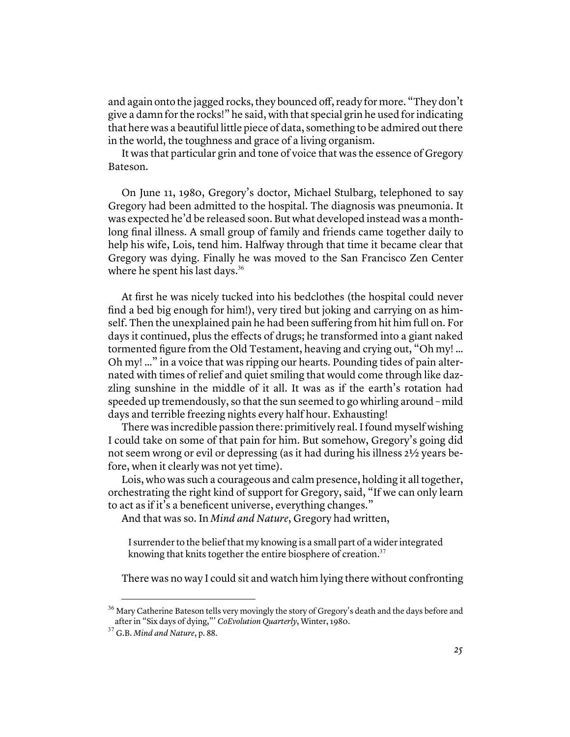and again onto the jagged rocks, they bounced off, ready for more. "They don't give a damn for the rocks!" he said, with that special grin he used for indicating that here was a beautiful little piece of data, something to be admired out there in the world, the toughness and grace of a living organism.

It was that particular grin and tone of voice that was the essence of Gregory Bateson.

On June 11, 1980, Gregory's doctor, Michael Stulbarg, telephoned to say Gregory had been admitted to the hospital. The diagnosis was pneumonia. It was expected he'd be released soon. But what developed instead was a month-long final illness. A small group of family and friends came together daily to help his wife, Lois, tend him. Halfway through that time it became clear that Gregory was dying. Finally he was moved to the San Francisco Zen Center where he spent his last days.[36]

At first he was nicely tucked into his bedclothes (the hospital could never find a bed big enough for him!), very tired but joking and carrying on as himself. Then the unexplained pain he had been suffering from hit him full on. For days it continued, plus the effects of drugs; he transformed into a giant naked tormented figure from the Old Testament, heaving and crying out, "Oh my! ... Oh my! ..." in a voice that was ripping our hearts. Pounding tides of pain alternated with times of relief and quiet smiling that would come through like dazzling sunshine in the middle of it all. It was as if the earth's rotation had speeded up tremendously, so that the sun seemed to go whirling around – mild days and terrible freezing nights every half hour. Exhausting!

There was incredible passion there: primitively real. I found myself wishing I could take on some of that pain for him. But somehow, Gregory's going did not seem wrong or evil or depressing (as it had during his illness 2½ years before, when it clearly was not yet time).

Lois, who was such a courageous and calm presence, holding it all together, orchestrating the right kind of support for Gregory, said, "If we can only learn to act as if it's a beneficent universe, everything changes."

And that was so. In *Mind and Nature*, Gregory had written,

> I surrender to the belief that my knowing is a small part of a wider integrated knowing that knits together the entire biosphere of creation.[37]

There was no way I could sit and watch him lying there without confronting

---

[36] Mary Catherine Bateson tells very movingly the story of Gregory's death and the days before and after in "Six days of dying,"' *CoEvolution Quarterly*, Winter, 1980.

[37] G.B. *Mind and Nature*, p. 88.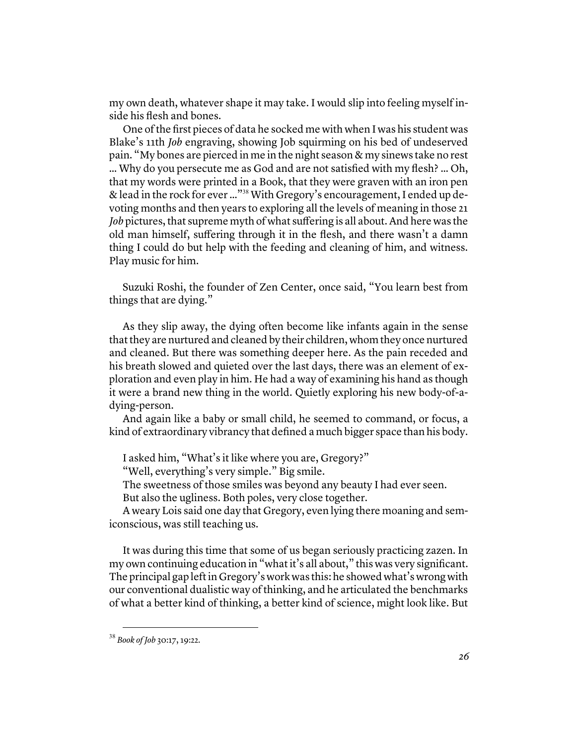my own death, whatever shape it may take. I would slip into feeling myself inside his flesh and bones.

One of the first pieces of data he socked me with when I was his student was Blake's 11th *Job* engraving, showing Job squirming on his bed of undeserved pain. "My bones are pierced in me in the night season & my sinews take no rest … Why do you persecute me as God and are not satisfied with my flesh? … Oh, that my words were printed in a Book, that they were graven with an iron pen & lead in the rock for ever …"[38] With Gregory's encouragement, I ended up devoting months and then years to exploring all the levels of meaning in those 21 *Job* pictures, that supreme myth of what suffering is all about. And here was the old man himself, suffering through it in the flesh, and there wasn't a damn thing I could do but help with the feeding and cleaning of him, and witness. Play music for him.

Suzuki Roshi, the founder of Zen Center, once said, "You learn best from things that are dying."

As they slip away, the dying often become like infants again in the sense that they are nurtured and cleaned by their children, whom they once nurtured and cleaned. But there was something deeper here. As the pain receded and his breath slowed and quieted over the last days, there was an element of exploration and even play in him. He had a way of examining his hand as though it were a brand new thing in the world. Quietly exploring his new body-of-a-dying-person.

And again like a baby or small child, he seemed to command, or focus, a kind of extraordinary vibrancy that defined a much bigger space than his body.

I asked him, "What's it like where you are, Gregory?"

"Well, everything's very simple." Big smile.

The sweetness of those smiles was beyond any beauty I had ever seen.

But also the ugliness. Both poles, very close together.

A weary Lois said one day that Gregory, even lying there moaning and semiconscious, was still teaching us.

It was during this time that some of us began seriously practicing zazen. In my own continuing education in "what it's all about," this was very significant. The principal gap left in Gregory's work was this: he showed what's wrong with our conventional dualistic way of thinking, and he articulated the benchmarks of what a better kind of thinking, a better kind of science, might look like. But

---

[38] *Book of Job* 30:17, 19:22.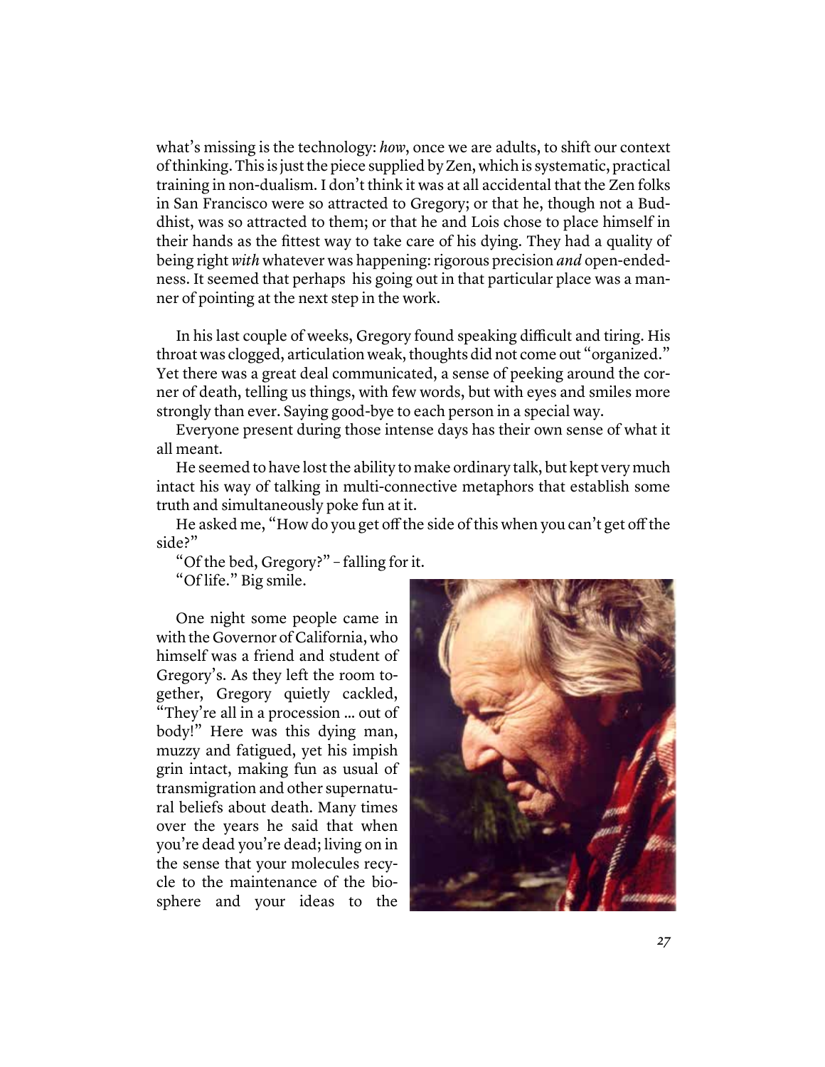what's missing is the technology: *how*, once we are adults, to shift our context of thinking. This is just the piece supplied by Zen, which is systematic, practical training in non-dualism. I don't think it was at all accidental that the Zen folks in San Francisco were so attracted to Gregory; or that he, though not a Buddhist, was so attracted to them; or that he and Lois chose to place himself in their hands as the fittest way to take care of his dying. They had a quality of being right *with* whatever was happening: rigorous precision *and* open-endedness. It seemed that perhaps his going out in that particular place was a manner of pointing at the next step in the work.

In his last couple of weeks, Gregory found speaking difficult and tiring. His throat was clogged, articulation weak, thoughts did not come out "organized." Yet there was a great deal communicated, a sense of peeking around the corner of death, telling us things, with few words, but with eyes and smiles more strongly than ever. Saying good-bye to each person in a special way.

Everyone present during those intense days has their own sense of what it all meant.

He seemed to have lost the ability to make ordinary talk, but kept very much intact his way of talking in multi-connective metaphors that establish some truth and simultaneously poke fun at it.

He asked me, "How do you get off the side of this when you can't get off the side?"

"Of the bed, Gregory?" – falling for it.

"Of life." Big smile.

One night some people came in with the Governor of California, who himself was a friend and student of Gregory's. As they left the room together, Gregory quietly cackled, "They're all in a procession ... out of body!" Here was this dying man, muzzy and fatigued, yet his impish grin intact, making fun as usual of transmigration and other supernatural beliefs about death. Many times over the years he said that when you're dead you're dead; living on in the sense that your molecules recycle to the maintenance of the biosphere and your ideas to the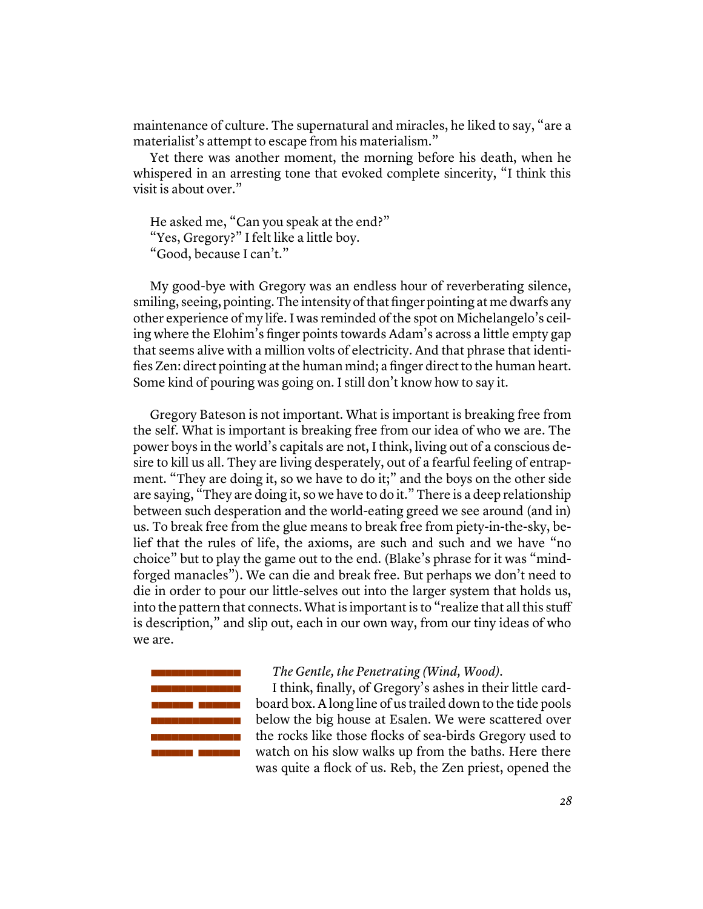maintenance of culture. The supernatural and miracles, he liked to say, "are a materialist's attempt to escape from his materialism."

Yet there was another moment, the morning before his death, when he whispered in an arresting tone that evoked complete sincerity, "I think this visit is about over."

He asked me, "Can you speak at the end?"
"Yes, Gregory?" I felt like a little boy.
"Good, because I can't."

My good-bye with Gregory was an endless hour of reverberating silence, smiling, seeing, pointing. The intensity of that finger pointing at me dwarfs any other experience of my life. I was reminded of the spot on Michelangelo's ceiling where the Elohim's finger points towards Adam's across a little empty gap that seems alive with a million volts of electricity. And that phrase that identifies Zen: direct pointing at the human mind; a finger direct to the human heart. Some kind of pouring was going on. I still don't know how to say it.

Gregory Bateson is not important. What is important is breaking free from the self. What is important is breaking free from our idea of who we are. The power boys in the world's capitals are not, I think, living out of a conscious desire to kill us all. They are living desperately, out of a fearful feeling of entrapment. "They are doing it, so we have to do it;" and the boys on the other side are saying, "They are doing it, so we have to do it." There is a deep relationship between such desperation and the world-eating greed we see around (and in) us. To break free from the glue means to break free from piety-in-the-sky, belief that the rules of life, the axioms, are such and such and we have "no choice" but to play the game out to the end. (Blake's phrase for it was "mind-forged manacles"). We can die and break free. But perhaps we don't need to die in order to pour our little-selves out into the larger system that holds us, into the pattern that connects. What is important is to "realize that all this stuff is description," and slip out, each in our own way, from our tiny ideas of who we are.

*The Gentle, the Penetrating (Wind, Wood).*

I think, finally, of Gregory's ashes in their little cardboard box. A long line of us trailed down to the tide pools below the big house at Esalen. We were scattered over the rocks like those flocks of sea-birds Gregory used to watch on his slow walks up from the baths. Here there was quite a flock of us. Reb, the Zen priest, opened the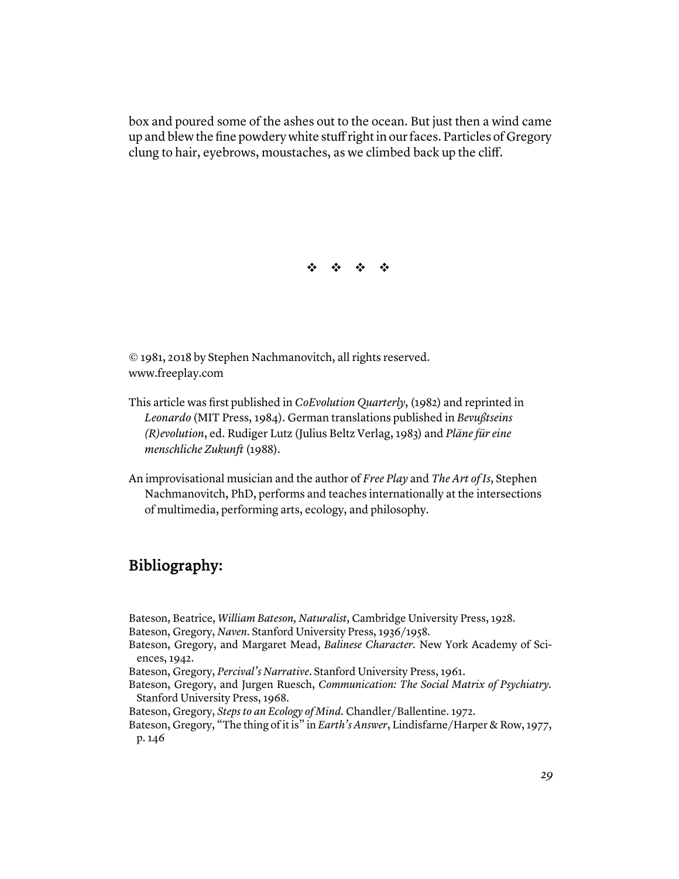box and poured some of the ashes out to the ocean. But just then a wind came up and blew the fine powdery white stuff right in our faces. Particles of Gregory clung to hair, eyebrows, moustaches, as we climbed back up the cliff.

❖ ❖ ❖ ❖

© 1981, 2018 by Stephen Nachmanovitch, all rights reserved.
www.freeplay.com

This article was first published in *CoEvolution Quarterly*, (1982) and reprinted in *Leonardo* (MIT Press, 1984). German translations published in *Bevußtseins (R)evolution*, ed. Rudiger Lutz (Julius Beltz Verlag, 1983) and *Pläne für eine menschliche Zukunft* (1988).

An improvisational musician and the author of *Free Play* and *The Art of Is*, Stephen Nachmanovitch, PhD, performs and teaches internationally at the intersections of multimedia, performing arts, ecology, and philosophy.

## Bibliography:

Bateson, Beatrice, *William Bateson, Naturalist*, Cambridge University Press, 1928.

Bateson, Gregory, *Naven*. Stanford University Press, 1936/1958.

Bateson, Gregory, and Margaret Mead, *Balinese Character*. New York Academy of Sciences, 1942.

Bateson, Gregory, *Percival's Narrative*. Stanford University Press, 1961.

Bateson, Gregory, and Jurgen Ruesch, *Communication: The Social Matrix of Psychiatry*. Stanford University Press, 1968.

Bateson, Gregory, *Steps to an Ecology of Mind*. Chandler/Ballentine. 1972.

Bateson, Gregory, "The thing of it is" in *Earth's Answer*, Lindisfarne/Harper & Row, 1977, p. 146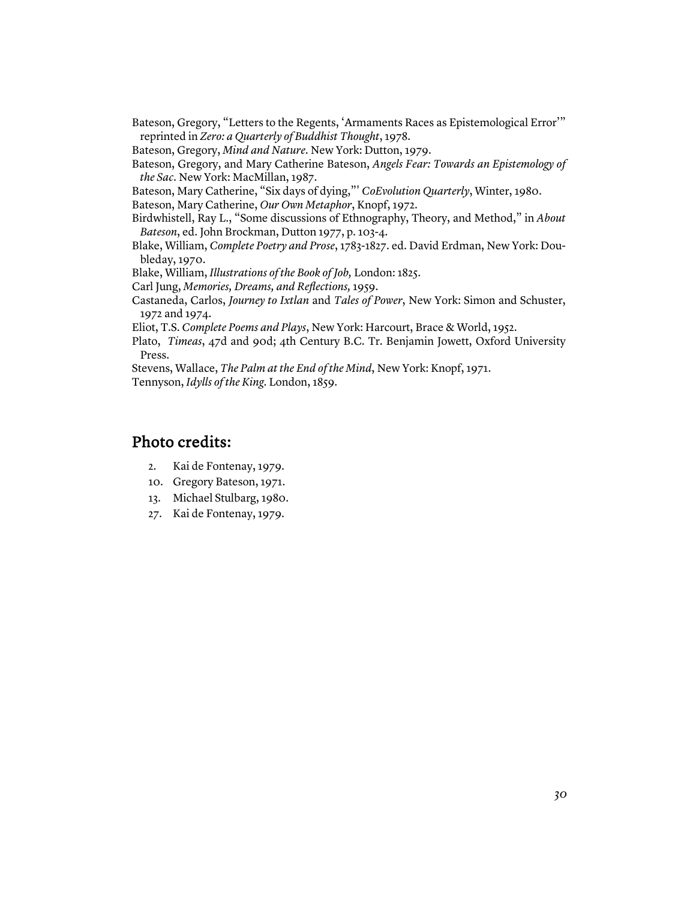Bateson, Gregory, "Letters to the Regents, 'Armaments Races as Epistemological Error'" reprinted in *Zero: a Quarterly of Buddhist Thought*, 1978.

Bateson, Gregory, *Mind and Nature*. New York: Dutton, 1979.

Bateson, Gregory, and Mary Catherine Bateson, *Angels Fear: Towards an Epistemology of the Sac*. New York: MacMillan, 1987.

Bateson, Mary Catherine, "Six days of dying,"' *CoEvolution Quarterly*, Winter, 1980.

Bateson, Mary Catherine, *Our Own Metaphor*, Knopf, 1972.

Birdwhistell, Ray L., "Some discussions of Ethnography, Theory, and Method," in *About Bateson*, ed. John Brockman, Dutton 1977, p. 103-4.

Blake, William, *Complete Poetry and Prose*, 1783-1827. ed. David Erdman, New York: Doubleday, 1970.

Blake, William, *Illustrations of the Book of Job,* London: 1825.

Carl Jung, *Memories, Dreams, and Reflections,* 1959.

Castaneda, Carlos, *Journey to Ixtlan* and *Tales of Power*, New York: Simon and Schuster, 1972 and 1974.

Eliot, T.S. *Complete Poems and Plays*, New York: Harcourt, Brace & World, 1952.

Plato, *Timeas*, 47d and 90d; 4th Century B.C. Tr. Benjamin Jowett, Oxford University Press.

Stevens, Wallace, *The Palm at the End of the Mind*, New York: Knopf, 1971.

Tennyson, *Idylls of the King*. London, 1859.

## Photo credits:

2. Kai de Fontenay, 1979.
10. Gregory Bateson, 1971.
13. Michael Stulbarg, 1980.
27. Kai de Fontenay, 1979.